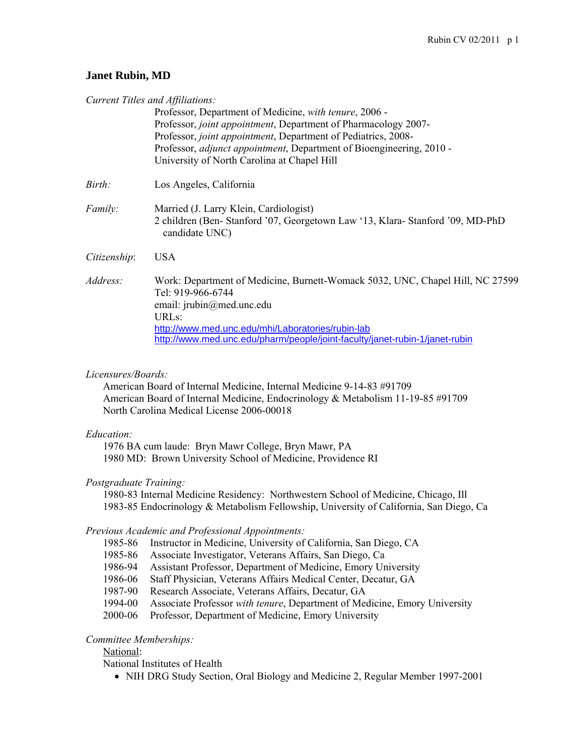# Janet Rubin, MD

*Current Titles and Affiliations:*

Professor, Department of Medicine, *with tenure*, 2006 -
Professor, *joint appointment*, Department of Pharmacology 2007-
Professor, *joint appointment*, Department of Pediatrics, 2008-
Professor, *adjunct appointment*, Department of Bioengineering, 2010 -
University of North Carolina at Chapel Hill

*Birth:* Los Angeles, California

*Family:* Married (J. Larry Klein, Cardiologist)
2 children (Ben- Stanford '07, Georgetown Law '13, Klara- Stanford '09, MD-PhD candidate UNC)

*Citizenship*: USA

*Address:* Work: Department of Medicine, Burnett-Womack 5032, UNC, Chapel Hill, NC 27599
Tel: 919-966-6744
email: jrubin@med.unc.edu
URLs:
http://www.med.unc.edu/mhi/Laboratories/rubin-lab
http://www.med.unc.edu/pharm/people/joint-faculty/janet-rubin-1/janet-rubin

*Licensures/Boards:*

American Board of Internal Medicine, Internal Medicine 9-14-83 #91709
American Board of Internal Medicine, Endocrinology & Metabolism 11-19-85 #91709
North Carolina Medical License 2006-00018

*Education:*

1976 BA cum laude: Bryn Mawr College, Bryn Mawr, PA
1980 MD: Brown University School of Medicine, Providence RI

*Postgraduate Training:*

1980-83 Internal Medicine Residency: Northwestern School of Medicine, Chicago, Ill
1983-85 Endocrinology & Metabolism Fellowship, University of California, San Diego, Ca

*Previous Academic and Professional Appointments:*

1985-86 Instructor in Medicine, University of California, San Diego, CA
1985-86 Associate Investigator, Veterans Affairs, San Diego, Ca
1986-94 Assistant Professor, Department of Medicine, Emory University
1986-06 Staff Physician, Veterans Affairs Medical Center, Decatur, GA
1987-90 Research Associate, Veterans Affairs, Decatur, GA
1994-00 Associate Professor *with tenure*, Department of Medicine, Emory University
2000-06 Professor, Department of Medicine, Emory University

*Committee Memberships:*

National:

National Institutes of Health

- NIH DRG Study Section, Oral Biology and Medicine 2, Regular Member 1997-2001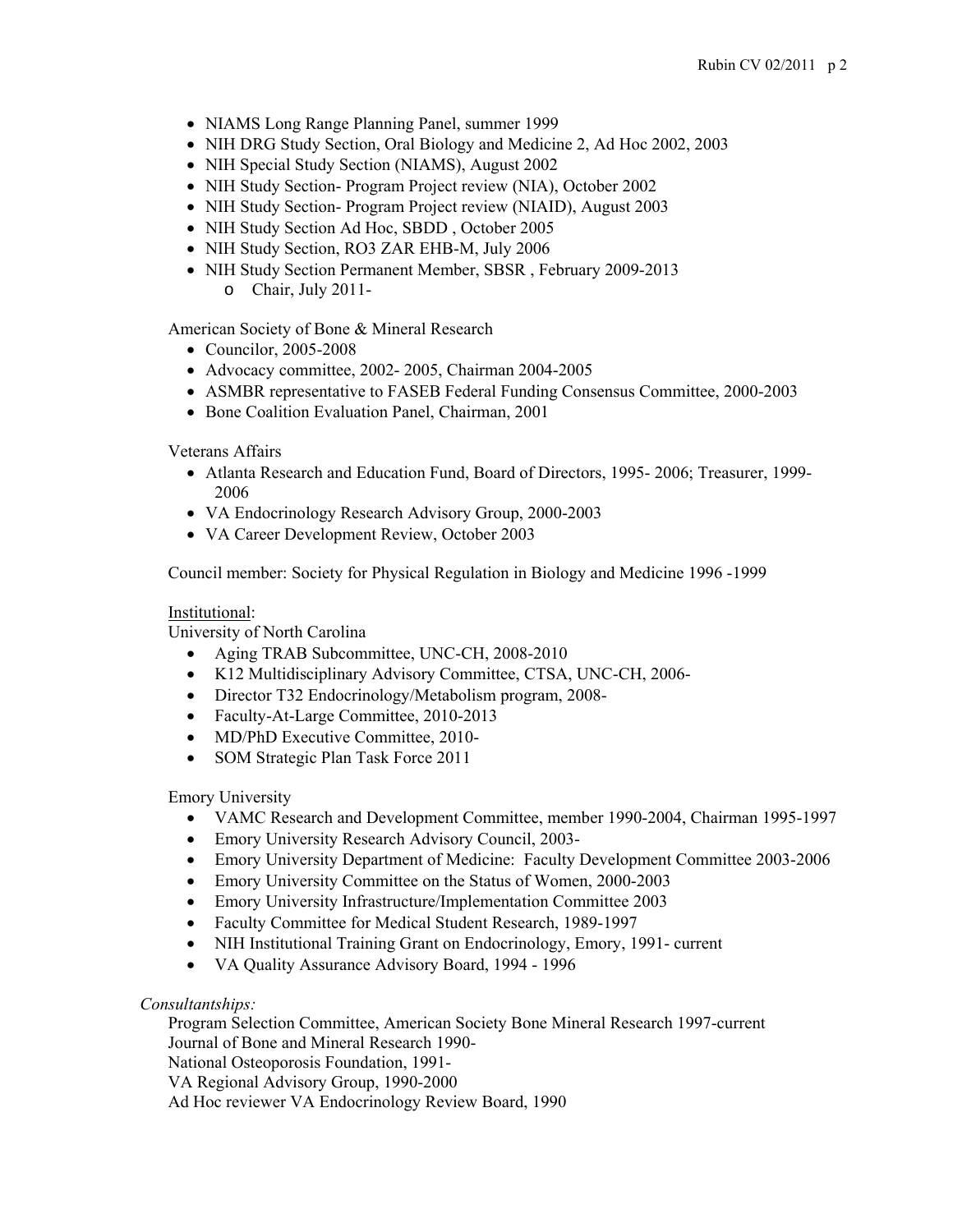- NIAMS Long Range Planning Panel, summer 1999
- NIH DRG Study Section, Oral Biology and Medicine 2, Ad Hoc 2002, 2003
- NIH Special Study Section (NIAMS), August 2002
- NIH Study Section- Program Project review (NIA), October 2002
- NIH Study Section- Program Project review (NIAID), August 2003
- NIH Study Section Ad Hoc, SBDD , October 2005
- NIH Study Section, RO3 ZAR EHB-M, July 2006
- NIH Study Section Permanent Member, SBSR , February 2009-2013
    - Chair, July 2011-

American Society of Bone & Mineral Research

- Councilor, 2005-2008
- Advocacy committee, 2002- 2005, Chairman 2004-2005
- ASMBR representative to FASEB Federal Funding Consensus Committee, 2000-2003
- Bone Coalition Evaluation Panel, Chairman, 2001

Veterans Affairs

- Atlanta Research and Education Fund, Board of Directors, 1995- 2006; Treasurer, 1999-2006
- VA Endocrinology Research Advisory Group, 2000-2003
- VA Career Development Review, October 2003

Council member: Society for Physical Regulation in Biology and Medicine 1996 -1999

<u>Institutional</u>:

University of North Carolina

- Aging TRAB Subcommittee, UNC-CH, 2008-2010
- K12 Multidisciplinary Advisory Committee, CTSA, UNC-CH, 2006-
- Director T32 Endocrinology/Metabolism program, 2008-
- Faculty-At-Large Committee, 2010-2013
- MD/PhD Executive Committee, 2010-
- SOM Strategic Plan Task Force 2011

Emory University

- VAMC Research and Development Committee, member 1990-2004, Chairman 1995-1997
- Emory University Research Advisory Council, 2003-
- Emory University Department of Medicine: Faculty Development Committee 2003-2006
- Emory University Committee on the Status of Women, 2000-2003
- Emory University Infrastructure/Implementation Committee 2003
- Faculty Committee for Medical Student Research, 1989-1997
- NIH Institutional Training Grant on Endocrinology, Emory, 1991- current
- VA Quality Assurance Advisory Board, 1994 - 1996

*Consultantships:*

Program Selection Committee, American Society Bone Mineral Research 1997-current
Journal of Bone and Mineral Research 1990-
National Osteoporosis Foundation, 1991-
VA Regional Advisory Group, 1990-2000
Ad Hoc reviewer VA Endocrinology Review Board, 1990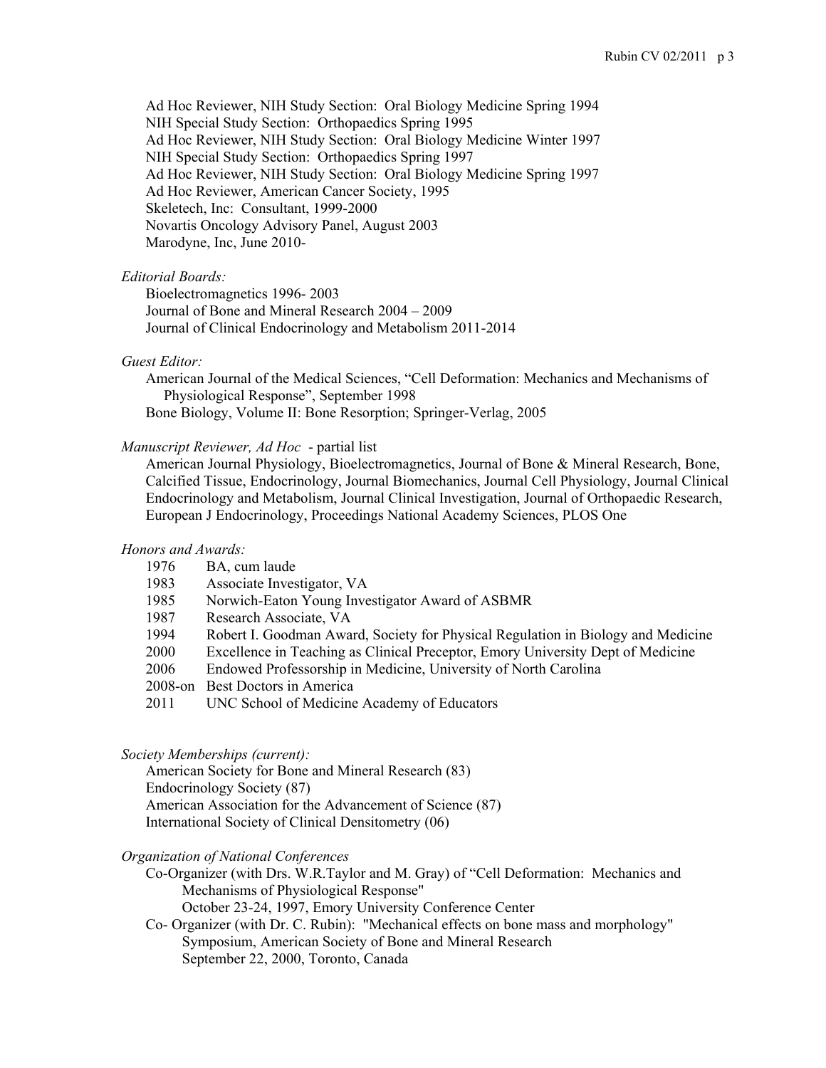Ad Hoc Reviewer, NIH Study Section: Oral Biology Medicine Spring 1994
NIH Special Study Section: Orthopaedics Spring 1995
Ad Hoc Reviewer, NIH Study Section: Oral Biology Medicine Winter 1997
NIH Special Study Section: Orthopaedics Spring 1997
Ad Hoc Reviewer, NIH Study Section: Oral Biology Medicine Spring 1997
Ad Hoc Reviewer, American Cancer Society, 1995
Skeletech, Inc: Consultant, 1999-2000
Novartis Oncology Advisory Panel, August 2003
Marodyne, Inc, June 2010-

*Editorial Boards:*

Bioelectromagnetics 1996- 2003
Journal of Bone and Mineral Research 2004 – 2009
Journal of Clinical Endocrinology and Metabolism 2011-2014

*Guest Editor:*

American Journal of the Medical Sciences, "Cell Deformation: Mechanics and Mechanisms of Physiological Response", September 1998
Bone Biology, Volume II: Bone Resorption; Springer-Verlag, 2005

*Manuscript Reviewer, Ad Hoc* - partial list

American Journal Physiology, Bioelectromagnetics, Journal of Bone & Mineral Research, Bone, Calcified Tissue, Endocrinology, Journal Biomechanics, Journal Cell Physiology, Journal Clinical Endocrinology and Metabolism, Journal Clinical Investigation, Journal of Orthopaedic Research, European J Endocrinology, Proceedings National Academy Sciences, PLOS One

*Honors and Awards:*

| | |
|---|---|
| 1976 | BA, cum laude |
| 1983 | Associate Investigator, VA |
| 1985 | Norwich-Eaton Young Investigator Award of ASBMR |
| 1987 | Research Associate, VA |
| 1994 | Robert I. Goodman Award, Society for Physical Regulation in Biology and Medicine |
| 2000 | Excellence in Teaching as Clinical Preceptor, Emory University Dept of Medicine |
| 2006 | Endowed Professorship in Medicine, University of North Carolina |
| 2008-on | Best Doctors in America |
| 2011 | UNC School of Medicine Academy of Educators |

*Society Memberships (current):*

American Society for Bone and Mineral Research (83)
Endocrinology Society (87)
American Association for the Advancement of Science (87)
International Society of Clinical Densitometry (06)

*Organization of National Conferences*

Co-Organizer (with Drs. W.R.Taylor and M. Gray) of "Cell Deformation: Mechanics and Mechanisms of Physiological Response"
October 23-24, 1997, Emory University Conference Center

Co- Organizer (with Dr. C. Rubin): "Mechanical effects on bone mass and morphology" Symposium, American Society of Bone and Mineral Research
September 22, 2000, Toronto, Canada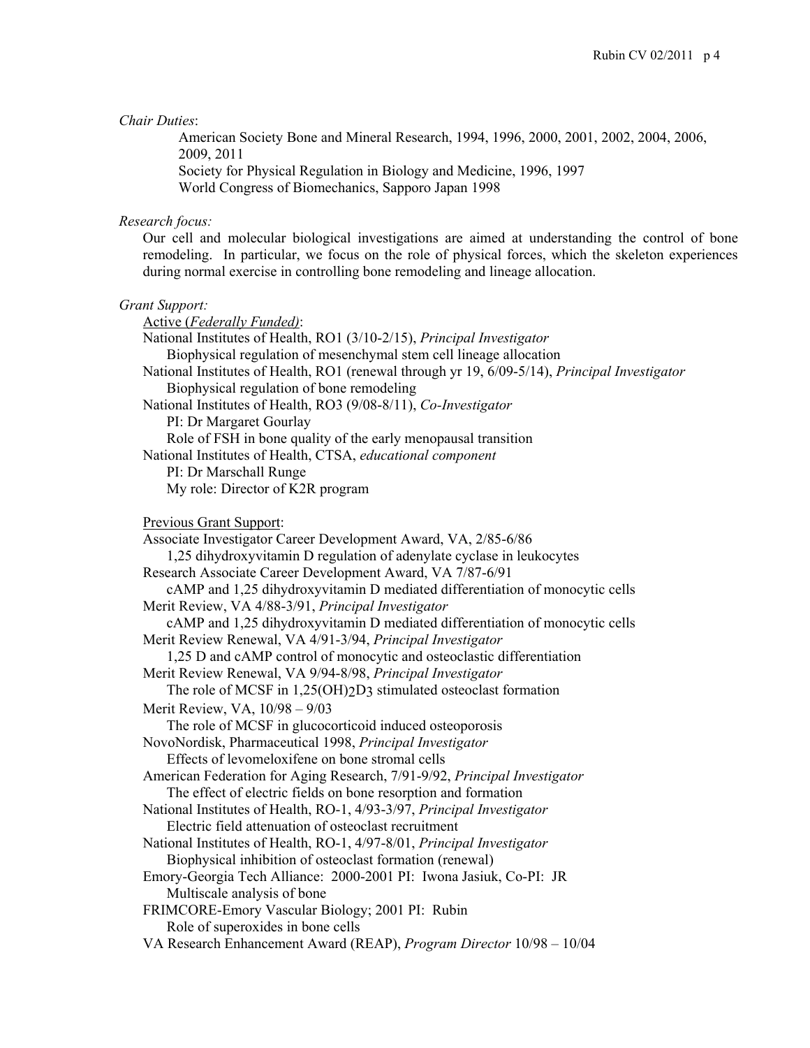*Chair Duties*:

American Society Bone and Mineral Research, 1994, 1996, 2000, 2001, 2002, 2004, 2006, 2009, 2011
Society for Physical Regulation in Biology and Medicine, 1996, 1997
World Congress of Biomechanics, Sapporo Japan 1998

*Research focus:*

Our cell and molecular biological investigations are aimed at understanding the control of bone remodeling. In particular, we focus on the role of physical forces, which the skeleton experiences during normal exercise in controlling bone remodeling and lineage allocation.

*Grant Support:*

Active (*Federally Funded)*:

National Institutes of Health, RO1 (3/10-2/15), *Principal Investigator*
Biophysical regulation of mesenchymal stem cell lineage allocation
National Institutes of Health, RO1 (renewal through yr 19, 6/09-5/14), *Principal Investigator*
Biophysical regulation of bone remodeling
National Institutes of Health, RO3 (9/08-8/11), *Co-Investigator*
PI: Dr Margaret Gourlay
Role of FSH in bone quality of the early menopausal transition
National Institutes of Health, CTSA, *educational component*
PI: Dr Marschall Runge
My role: Director of K2R program

Previous Grant Support:

Associate Investigator Career Development Award, VA, 2/85-6/86
1,25 dihydroxyvitamin D regulation of adenylate cyclase in leukocytes
Research Associate Career Development Award, VA 7/87-6/91
cAMP and 1,25 dihydroxyvitamin D mediated differentiation of monocytic cells
Merit Review, VA 4/88-3/91, *Principal Investigator*
cAMP and 1,25 dihydroxyvitamin D mediated differentiation of monocytic cells
Merit Review Renewal, VA 4/91-3/94, *Principal Investigator*
1,25 D and cAMP control of monocytic and osteoclastic differentiation
Merit Review Renewal, VA 9/94-8/98, *Principal Investigator*
The role of MCSF in $1,25(OH)_2D_3$ stimulated osteoclast formation
Merit Review, VA, 10/98 – 9/03
The role of MCSF in glucocorticoid induced osteoporosis
NovoNordisk, Pharmaceutical 1998, *Principal Investigator*
Effects of levomeloxifene on bone stromal cells
American Federation for Aging Research, 7/91-9/92, *Principal Investigator*
The effect of electric fields on bone resorption and formation
National Institutes of Health, RO-1, 4/93-3/97, *Principal Investigator*
Electric field attenuation of osteoclast recruitment
National Institutes of Health, RO-1, 4/97-8/01, *Principal Investigator*
Biophysical inhibition of osteoclast formation (renewal)
Emory-Georgia Tech Alliance: 2000-2001 PI: Iwona Jasiuk, Co-PI: JR
Multiscale analysis of bone
FRIMCORE-Emory Vascular Biology; 2001 PI: Rubin
Role of superoxides in bone cells
VA Research Enhancement Award (REAP), *Program Director* 10/98 – 10/04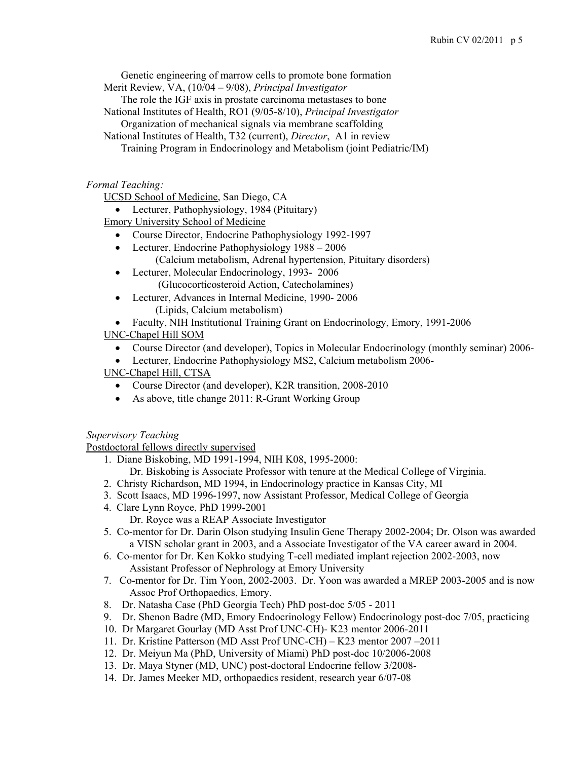Genetic engineering of marrow cells to promote bone formation

Merit Review, VA, (10/04 – 9/08), *Principal Investigator*

The role the IGF axis in prostate carcinoma metastases to bone

National Institutes of Health, RO1 (9/05-8/10), *Principal Investigator*

Organization of mechanical signals via membrane scaffolding

National Institutes of Health, T32 (current), *Director*, A1 in review

Training Program in Endocrinology and Metabolism (joint Pediatric/IM)

*Formal Teaching:*

UCSD School of Medicine, San Diego, CA

- Lecturer, Pathophysiology, 1984 (Pituitary)

Emory University School of Medicine

- Course Director, Endocrine Pathophysiology 1992-1997
- Lecturer, Endocrine Pathophysiology 1988 – 2006
  (Calcium metabolism, Adrenal hypertension, Pituitary disorders)
- Lecturer, Molecular Endocrinology, 1993- 2006
  (Glucocorticosteroid Action, Catecholamines)
- Lecturer, Advances in Internal Medicine, 1990- 2006
  (Lipids, Calcium metabolism)
- Faculty, NIH Institutional Training Grant on Endocrinology, Emory, 1991-2006

UNC-Chapel Hill SOM

- Course Director (and developer), Topics in Molecular Endocrinology (monthly seminar) 2006-
- Lecturer, Endocrine Pathophysiology MS2, Calcium metabolism 2006-

UNC-Chapel Hill, CTSA

- Course Director (and developer), K2R transition, 2008-2010
- As above, title change 2011: R-Grant Working Group

*Supervisory Teaching*

Postdoctoral fellows directly supervised

1. Diane Biskobing, MD 1991-1994, NIH K08, 1995-2000:
   Dr. Biskobing is Associate Professor with tenure at the Medical College of Virginia.
2. Christy Richardson, MD 1994, in Endocrinology practice in Kansas City, MI
3. Scott Isaacs, MD 1996-1997, now Assistant Professor, Medical College of Georgia
4. Clare Lynn Royce, PhD 1999-2001
   Dr. Royce was a REAP Associate Investigator
5. Co-mentor for Dr. Darin Olson studying Insulin Gene Therapy 2002-2004; Dr. Olson was awarded a VISN scholar grant in 2003, and a Associate Investigator of the VA career award in 2004.
6. Co-mentor for Dr. Ken Kokko studying T-cell mediated implant rejection 2002-2003, now Assistant Professor of Nephrology at Emory University
7. Co-mentor for Dr. Tim Yoon, 2002-2003. Dr. Yoon was awarded a MREP 2003-2005 and is now Assoc Prof Orthopaedics, Emory.
8. Dr. Natasha Case (PhD Georgia Tech) PhD post-doc 5/05 - 2011
9. Dr. Shenon Badre (MD, Emory Endocrinology Fellow) Endocrinology post-doc 7/05, practicing
10. Dr Margaret Gourlay (MD Asst Prof UNC-CH)- K23 mentor 2006-2011
11. Dr. Kristine Patterson (MD Asst Prof UNC-CH) – K23 mentor 2007 –2011
12. Dr. Meiyun Ma (PhD, University of Miami) PhD post-doc 10/2006-2008
13. Dr. Maya Styner (MD, UNC) post-doctoral Endocrine fellow 3/2008-
14. Dr. James Meeker MD, orthopaedics resident, research year 6/07-08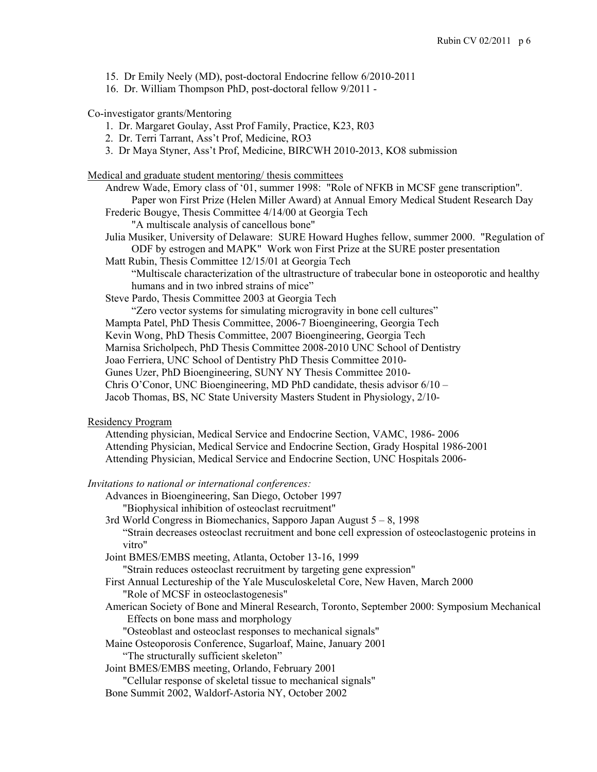15. Dr Emily Neely (MD), post-doctoral Endocrine fellow 6/2010-2011
16. Dr. William Thompson PhD, post-doctoral fellow 9/2011 -

Co-investigator grants/Mentoring

1. Dr. Margaret Goulay, Asst Prof Family, Practice, K23, R03
2. Dr. Terri Tarrant, Ass't Prof, Medicine, RO3
3. Dr Maya Styner, Ass't Prof, Medicine, BIRCWH 2010-2013, KO8 submission

Medical and graduate student mentoring/ thesis committees

Andrew Wade, Emory class of '01, summer 1998: "Role of NFKB in MCSF gene transcription". Paper won First Prize (Helen Miller Award) at Annual Emory Medical Student Research Day

Frederic Bougye, Thesis Committee 4/14/00 at Georgia Tech
"A multiscale analysis of cancellous bone"

Julia Musiker, University of Delaware: SURE Howard Hughes fellow, summer 2000. "Regulation of ODF by estrogen and MAPK" Work won First Prize at the SURE poster presentation

Matt Rubin, Thesis Committee 12/15/01 at Georgia Tech
"Multiscale characterization of the ultrastructure of trabecular bone in osteoporotic and healthy humans and in two inbred strains of mice"

Steve Pardo, Thesis Committee 2003 at Georgia Tech
"Zero vector systems for simulating microgravity in bone cell cultures"

Mampta Patel, PhD Thesis Committee, 2006-7 Bioengineering, Georgia Tech

Kevin Wong, PhD Thesis Committee, 2007 Bioengineering, Georgia Tech

Marnisa Sricholpech, PhD Thesis Committee 2008-2010 UNC School of Dentistry

Joao Ferriera, UNC School of Dentistry PhD Thesis Committee 2010-

Gunes Uzer, PhD Bioengineering, SUNY NY Thesis Committee 2010-

Chris O'Conor, UNC Bioengineering, MD PhD candidate, thesis advisor 6/10 –

Jacob Thomas, BS, NC State University Masters Student in Physiology, 2/10-

Residency Program

Attending physician, Medical Service and Endocrine Section, VAMC, 1986- 2006

Attending Physician, Medical Service and Endocrine Section, Grady Hospital 1986-2001

Attending Physician, Medical Service and Endocrine Section, UNC Hospitals 2006-

*Invitations to national or international conferences:*

Advances in Bioengineering, San Diego, October 1997
"Biophysical inhibition of osteoclast recruitment"

3rd World Congress in Biomechanics, Sapporo Japan August 5 – 8, 1998
"Strain decreases osteoclast recruitment and bone cell expression of osteoclastogenic proteins in vitro"

Joint BMES/EMBS meeting, Atlanta, October 13-16, 1999
"Strain reduces osteoclast recruitment by targeting gene expression"

First Annual Lectureship of the Yale Musculoskeletal Core, New Haven, March 2000
"Role of MCSF in osteoclastogenesis"

American Society of Bone and Mineral Research, Toronto, September 2000: Symposium Mechanical Effects on bone mass and morphology
"Osteoblast and osteoclast responses to mechanical signals"

Maine Osteoporosis Conference, Sugarloaf, Maine, January 2001
"The structurally sufficient skeleton"

Joint BMES/EMBS meeting, Orlando, February 2001
"Cellular response of skeletal tissue to mechanical signals"

Bone Summit 2002, Waldorf-Astoria NY, October 2002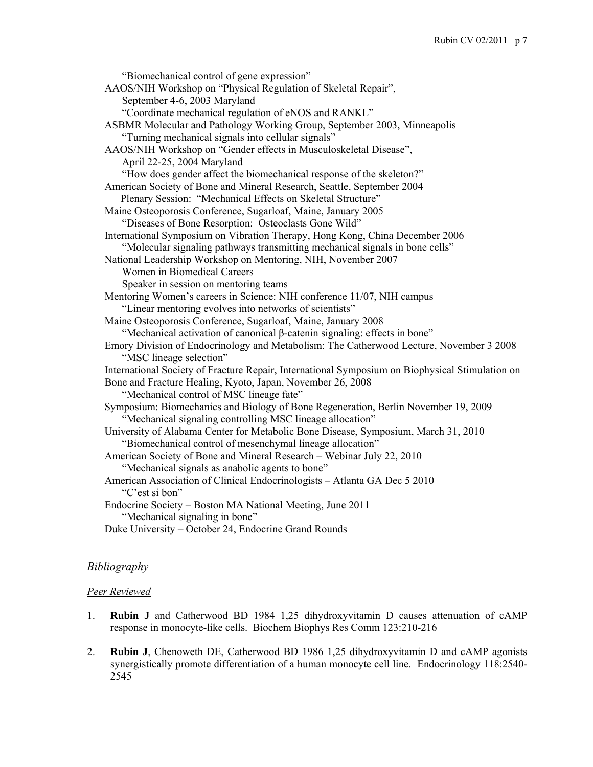"Biomechanical control of gene expression"

AAOS/NIH Workshop on "Physical Regulation of Skeletal Repair", September 4-6, 2003 Maryland
"Coordinate mechanical regulation of eNOS and RANKL"

ASBMR Molecular and Pathology Working Group, September 2003, Minneapolis
"Turning mechanical signals into cellular signals"

AAOS/NIH Workshop on "Gender effects in Musculoskeletal Disease", April 22-25, 2004 Maryland
"How does gender affect the biomechanical response of the skeleton?"

American Society of Bone and Mineral Research, Seattle, September 2004
Plenary Session: "Mechanical Effects on Skeletal Structure"

Maine Osteoporosis Conference, Sugarloaf, Maine, January 2005
"Diseases of Bone Resorption: Osteoclasts Gone Wild"

International Symposium on Vibration Therapy, Hong Kong, China December 2006
"Molecular signaling pathways transmitting mechanical signals in bone cells"

National Leadership Workshop on Mentoring, NIH, November 2007
Women in Biomedical Careers
Speaker in session on mentoring teams

Mentoring Women's careers in Science: NIH conference 11/07, NIH campus
"Linear mentoring evolves into networks of scientists"

Maine Osteoporosis Conference, Sugarloaf, Maine, January 2008
"Mechanical activation of canonical β-catenin signaling: effects in bone"

Emory Division of Endocrinology and Metabolism: The Catherwood Lecture, November 3 2008
"MSC lineage selection"

International Society of Fracture Repair, International Symposium on Biophysical Stimulation on Bone and Fracture Healing, Kyoto, Japan, November 26, 2008
"Mechanical control of MSC lineage fate"

Symposium: Biomechanics and Biology of Bone Regeneration, Berlin November 19, 2009
"Mechanical signaling controlling MSC lineage allocation"

University of Alabama Center for Metabolic Bone Disease, Symposium, March 31, 2010
"Biomechanical control of mesenchymal lineage allocation"

American Society of Bone and Mineral Research – Webinar July 22, 2010
"Mechanical signals as anabolic agents to bone"

American Association of Clinical Endocrinologists – Atlanta GA Dec 5 2010
"C'est si bon"

Endocrine Society – Boston MA National Meeting, June 2011
"Mechanical signaling in bone"

Duke University – October 24, Endocrine Grand Rounds

## *Bibliography*

### *Peer Reviewed*

1. **Rubin J** and Catherwood BD 1984 1,25 dihydroxyvitamin D causes attenuation of cAMP response in monocyte-like cells. Biochem Biophys Res Comm 123:210-216

2. **Rubin J**, Chenoweth DE, Catherwood BD 1986 1,25 dihydroxyvitamin D and cAMP agonists synergistically promote differentiation of a human monocyte cell line. Endocrinology 118:2540-2545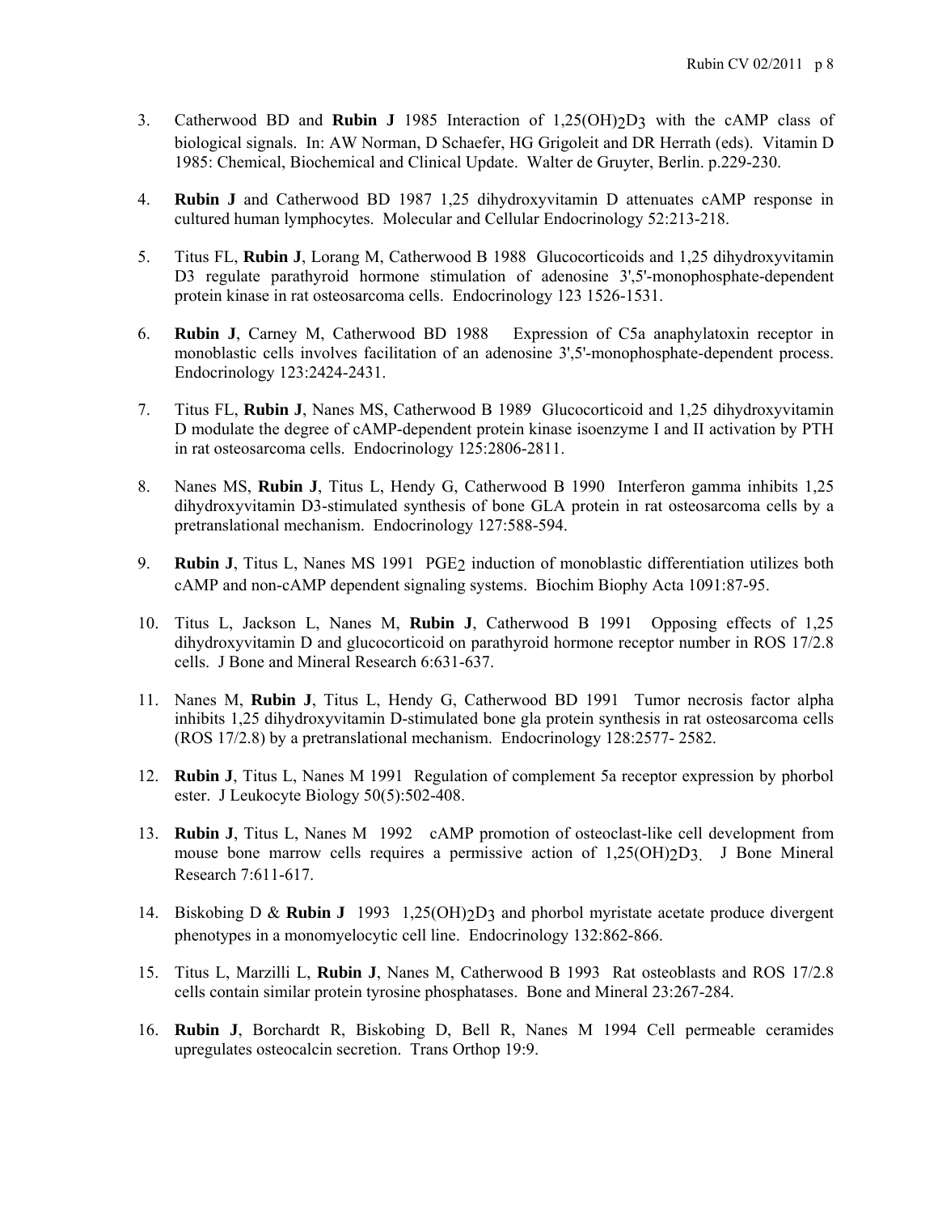3. Catherwood BD and **Rubin J** 1985 Interaction of $1,25(OH)_2D_3$ with the cAMP class of biological signals. In: AW Norman, D Schaefer, HG Grigoleit and DR Herrath (eds). Vitamin D 1985: Chemical, Biochemical and Clinical Update. Walter de Gruyter, Berlin. p.229-230.

4. **Rubin J** and Catherwood BD 1987 1,25 dihydroxyvitamin D attenuates cAMP response in cultured human lymphocytes. Molecular and Cellular Endocrinology 52:213-218.

5. Titus FL, **Rubin J**, Lorang M, Catherwood B 1988 Glucocorticoids and 1,25 dihydroxyvitamin D3 regulate parathyroid hormone stimulation of adenosine 3',5'-monophosphate-dependent protein kinase in rat osteosarcoma cells. Endocrinology 123 1526-1531.

6. **Rubin J**, Carney M, Catherwood BD 1988 Expression of C5a anaphylatoxin receptor in monoblastic cells involves facilitation of an adenosine 3',5'-monophosphate-dependent process. Endocrinology 123:2424-2431.

7. Titus FL, **Rubin J**, Nanes MS, Catherwood B 1989 Glucocorticoid and 1,25 dihydroxyvitamin D modulate the degree of cAMP-dependent protein kinase isoenzyme I and II activation by PTH in rat osteosarcoma cells. Endocrinology 125:2806-2811.

8. Nanes MS, **Rubin J**, Titus L, Hendy G, Catherwood B 1990 Interferon gamma inhibits 1,25 dihydroxyvitamin D3-stimulated synthesis of bone GLA protein in rat osteosarcoma cells by a pretranslational mechanism. Endocrinology 127:588-594.

9. **Rubin J**, Titus L, Nanes MS 1991 $PGE_2$ induction of monoblastic differentiation utilizes both cAMP and non-cAMP dependent signaling systems. Biochim Biophy Acta 1091:87-95.

10. Titus L, Jackson L, Nanes M, **Rubin J**, Catherwood B 1991 Opposing effects of 1,25 dihydroxyvitamin D and glucocorticoid on parathyroid hormone receptor number in ROS 17/2.8 cells. J Bone and Mineral Research 6:631-637.

11. Nanes M, **Rubin J**, Titus L, Hendy G, Catherwood BD 1991 Tumor necrosis factor alpha inhibits 1,25 dihydroxyvitamin D-stimulated bone gla protein synthesis in rat osteosarcoma cells (ROS 17/2.8) by a pretranslational mechanism. Endocrinology 128:2577- 2582.

12. **Rubin J**, Titus L, Nanes M 1991 Regulation of complement 5a receptor expression by phorbol ester. J Leukocyte Biology 50(5):502-408.

13. **Rubin J**, Titus L, Nanes M 1992 cAMP promotion of osteoclast-like cell development from mouse bone marrow cells requires a permissive action of $1,25(OH)_2D_3$. J Bone Mineral Research 7:611-617.

14. Biskobing D & **Rubin J** 1993 $1,25(OH)_2D_3$ and phorbol myristate acetate produce divergent phenotypes in a monomyelocytic cell line. Endocrinology 132:862-866.

15. Titus L, Marzilli L, **Rubin J**, Nanes M, Catherwood B 1993 Rat osteoblasts and ROS 17/2.8 cells contain similar protein tyrosine phosphatases. Bone and Mineral 23:267-284.

16. **Rubin J**, Borchardt R, Biskobing D, Bell R, Nanes M 1994 Cell permeable ceramides upregulates osteocalcin secretion. Trans Orthop 19:9.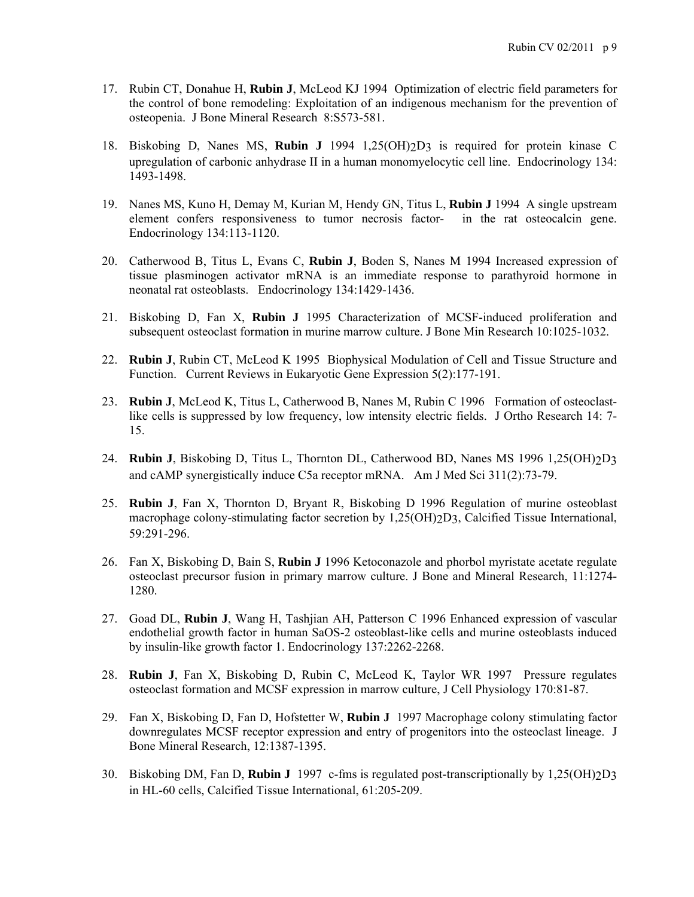17. Rubin CT, Donahue H, **Rubin J**, McLeod KJ 1994 Optimization of electric field parameters for the control of bone remodeling: Exploitation of an indigenous mechanism for the prevention of osteopenia. J Bone Mineral Research 8:S573-581.

18. Biskobing D, Nanes MS, **Rubin J** 1994 $1,25(OH)_2D_3$ is required for protein kinase C upregulation of carbonic anhydrase II in a human monomyelocytic cell line. Endocrinology 134: 1493-1498.

19. Nanes MS, Kuno H, Demay M, Kurian M, Hendy GN, Titus L, **Rubin J** 1994 A single upstream element confers responsiveness to tumor necrosis factor- in the rat osteocalcin gene. Endocrinology 134:113-1120.

20. Catherwood B, Titus L, Evans C, **Rubin J**, Boden S, Nanes M 1994 Increased expression of tissue plasminogen activator mRNA is an immediate response to parathyroid hormone in neonatal rat osteoblasts. Endocrinology 134:1429-1436.

21. Biskobing D, Fan X, **Rubin J** 1995 Characterization of MCSF-induced proliferation and subsequent osteoclast formation in murine marrow culture. J Bone Min Research 10:1025-1032.

22. **Rubin J**, Rubin CT, McLeod K 1995 Biophysical Modulation of Cell and Tissue Structure and Function. Current Reviews in Eukaryotic Gene Expression 5(2):177-191.

23. **Rubin J**, McLeod K, Titus L, Catherwood B, Nanes M, Rubin C 1996 Formation of osteoclast-like cells is suppressed by low frequency, low intensity electric fields. J Ortho Research 14: 7-15.

24. **Rubin J**, Biskobing D, Titus L, Thornton DL, Catherwood BD, Nanes MS 1996 $1,25(OH)_2D_3$ and cAMP synergistically induce C5a receptor mRNA. Am J Med Sci 311(2):73-79.

25. **Rubin J**, Fan X, Thornton D, Bryant R, Biskobing D 1996 Regulation of murine osteoblast macrophage colony-stimulating factor secretion by $1,25(OH)_2D_3$, Calcified Tissue International, 59:291-296.

26. Fan X, Biskobing D, Bain S, **Rubin J** 1996 Ketoconazole and phorbol myristate acetate regulate osteoclast precursor fusion in primary marrow culture. J Bone and Mineral Research, 11:1274-1280.

27. Goad DL, **Rubin J**, Wang H, Tashjian AH, Patterson C 1996 Enhanced expression of vascular endothelial growth factor in human SaOS-2 osteoblast-like cells and murine osteoblasts induced by insulin-like growth factor 1. Endocrinology 137:2262-2268.

28. **Rubin J**, Fan X, Biskobing D, Rubin C, McLeod K, Taylor WR 1997 Pressure regulates osteoclast formation and MCSF expression in marrow culture, J Cell Physiology 170:81-87.

29. Fan X, Biskobing D, Fan D, Hofstetter W, **Rubin J** 1997 Macrophage colony stimulating factor downregulates MCSF receptor expression and entry of progenitors into the osteoclast lineage. J Bone Mineral Research, 12:1387-1395.

30. Biskobing DM, Fan D, **Rubin J** 1997 c-fms is regulated post-transcriptionally by $1,25(OH)_2D_3$ in HL-60 cells, Calcified Tissue International, 61:205-209.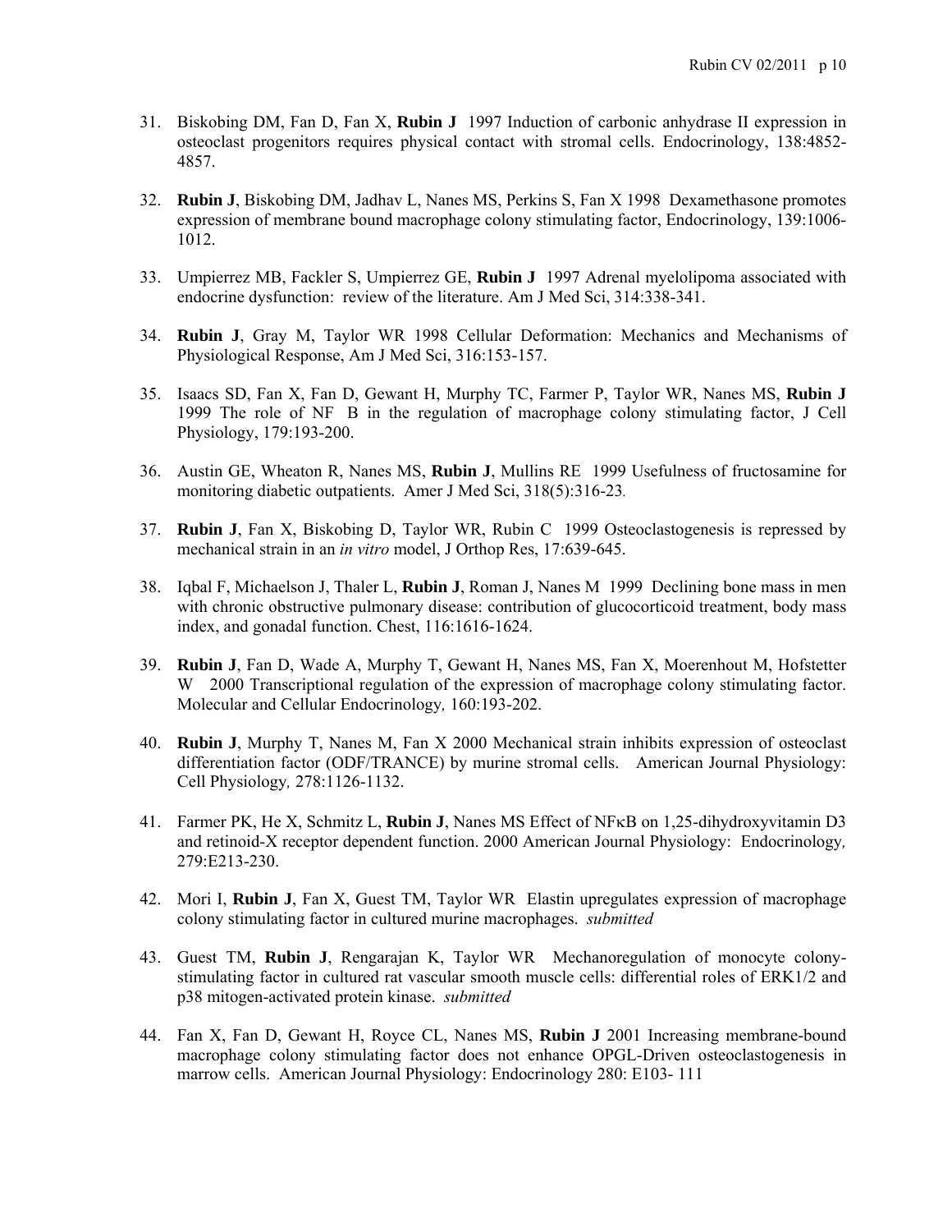31. Biskobing DM, Fan D, Fan X, **Rubin J** 1997 Induction of carbonic anhydrase II expression in osteoclast progenitors requires physical contact with stromal cells. Endocrinology, 138:4852-4857.

32. **Rubin J**, Biskobing DM, Jadhav L, Nanes MS, Perkins S, Fan X 1998 Dexamethasone promotes expression of membrane bound macrophage colony stimulating factor, Endocrinology, 139:1006-1012.

33. Umpierrez MB, Fackler S, Umpierrez GE, **Rubin J** 1997 Adrenal myelolipoma associated with endocrine dysfunction: review of the literature. Am J Med Sci, 314:338-341.

34. **Rubin J**, Gray M, Taylor WR 1998 Cellular Deformation: Mechanics and Mechanisms of Physiological Response, Am J Med Sci, 316:153-157.

35. Isaacs SD, Fan X, Fan D, Gewant H, Murphy TC, Farmer P, Taylor WR, Nanes MS, **Rubin J** 1999 The role of NF B in the regulation of macrophage colony stimulating factor, J Cell Physiology, 179:193-200.

36. Austin GE, Wheaton R, Nanes MS, **Rubin J**, Mullins RE 1999 Usefulness of fructosamine for monitoring diabetic outpatients. Amer J Med Sci, 318(5):316-23.

37. **Rubin J**, Fan X, Biskobing D, Taylor WR, Rubin C 1999 Osteoclastogenesis is repressed by mechanical strain in an *in vitro* model, J Orthop Res, 17:639-645.

38. Iqbal F, Michaelson J, Thaler L, **Rubin J**, Roman J, Nanes M 1999 Declining bone mass in men with chronic obstructive pulmonary disease: contribution of glucocorticoid treatment, body mass index, and gonadal function. Chest, 116:1616-1624.

39. **Rubin J**, Fan D, Wade A, Murphy T, Gewant H, Nanes MS, Fan X, Moerenhout M, Hofstetter W 2000 Transcriptional regulation of the expression of macrophage colony stimulating factor. Molecular and Cellular Endocrinology*,* 160:193-202.

40. **Rubin J**, Murphy T, Nanes M, Fan X 2000 Mechanical strain inhibits expression of osteoclast differentiation factor (ODF/TRANCE) by murine stromal cells. American Journal Physiology: Cell Physiology*,* 278:1126-1132.

41. Farmer PK, He X, Schmitz L, **Rubin J**, Nanes MS Effect of NFκB on 1,25-dihydroxyvitamin D3 and retinoid-X receptor dependent function. 2000 American Journal Physiology: Endocrinology*,* 279:E213-230.

42. Mori I, **Rubin J**, Fan X, Guest TM, Taylor WR Elastin upregulates expression of macrophage colony stimulating factor in cultured murine macrophages. *submitted*

43. Guest TM, **Rubin J**, Rengarajan K, Taylor WR Mechanoregulation of monocyte colony-stimulating factor in cultured rat vascular smooth muscle cells: differential roles of ERK1/2 and p38 mitogen-activated protein kinase. *submitted*

44. Fan X, Fan D, Gewant H, Royce CL, Nanes MS, **Rubin J** 2001 Increasing membrane-bound macrophage colony stimulating factor does not enhance OPGL-Driven osteoclastogenesis in marrow cells. American Journal Physiology: Endocrinology 280: E103- 111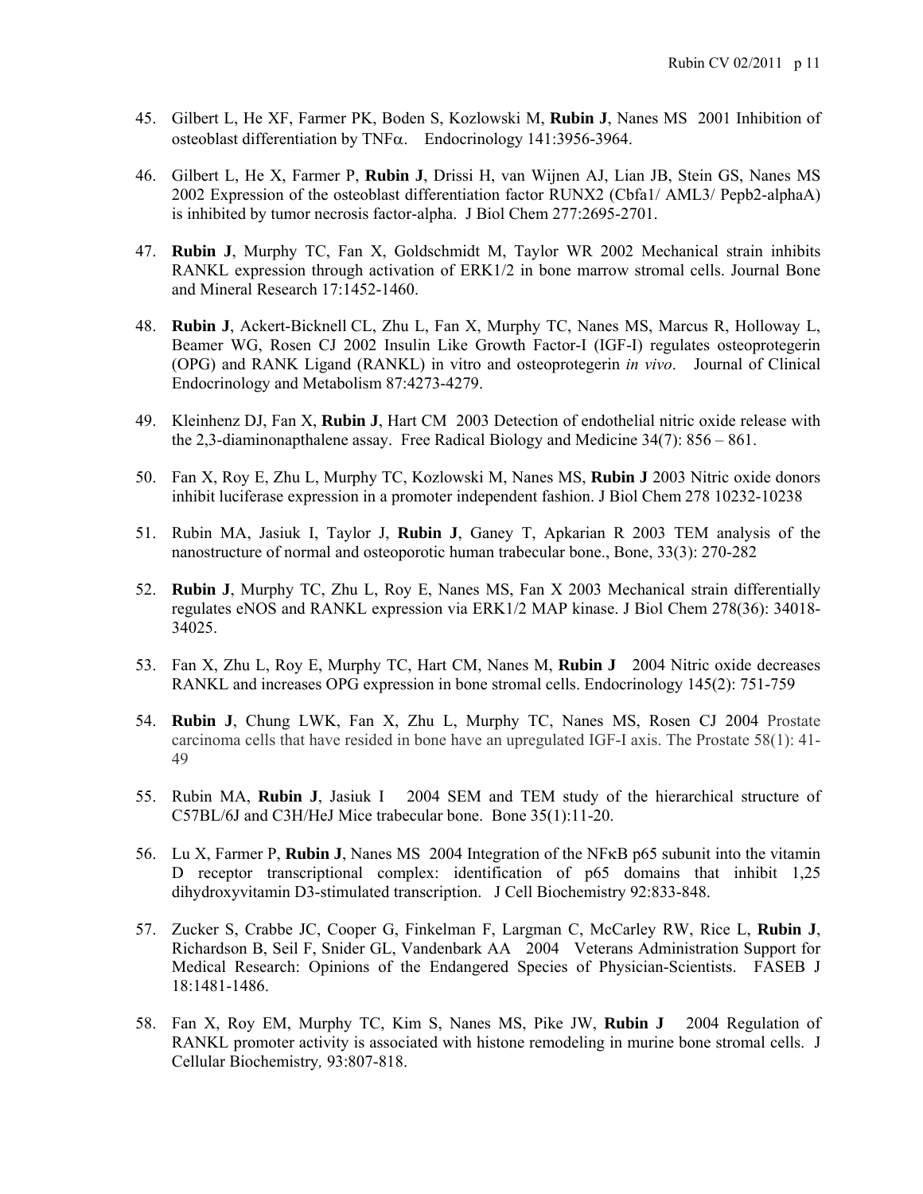45. Gilbert L, He XF, Farmer PK, Boden S, Kozlowski M, **Rubin J**, Nanes MS 2001 Inhibition of osteoblast differentiation by TNF$\alpha$. Endocrinology 141:3956-3964.

46. Gilbert L, He X, Farmer P, **Rubin J**, Drissi H, van Wijnen AJ, Lian JB, Stein GS, Nanes MS 2002 Expression of the osteoblast differentiation factor RUNX2 (Cbfa1/ AML3/ Pepb2-alphaA) is inhibited by tumor necrosis factor-alpha. J Biol Chem 277:2695-2701.

47. **Rubin J**, Murphy TC, Fan X, Goldschmidt M, Taylor WR 2002 Mechanical strain inhibits RANKL expression through activation of ERK1/2 in bone marrow stromal cells. Journal Bone and Mineral Research 17:1452-1460.

48. **Rubin J**, Ackert-Bicknell CL, Zhu L, Fan X, Murphy TC, Nanes MS, Marcus R, Holloway L, Beamer WG, Rosen CJ 2002 Insulin Like Growth Factor-I (IGF-I) regulates osteoprotegerin (OPG) and RANK Ligand (RANKL) in vitro and osteoprotegerin *in vivo*. Journal of Clinical Endocrinology and Metabolism 87:4273-4279.

49. Kleinhenz DJ, Fan X, **Rubin J**, Hart CM 2003 Detection of endothelial nitric oxide release with the 2,3-diaminonapthalene assay. Free Radical Biology and Medicine 34(7): 856 – 861.

50. Fan X, Roy E, Zhu L, Murphy TC, Kozlowski M, Nanes MS, **Rubin J** 2003 Nitric oxide donors inhibit luciferase expression in a promoter independent fashion. J Biol Chem 278 10232-10238

51. Rubin MA, Jasiuk I, Taylor J, **Rubin J**, Ganey T, Apkarian R 2003 TEM analysis of the nanostructure of normal and osteoporotic human trabecular bone., Bone, 33(3): 270-282

52. **Rubin J**, Murphy TC, Zhu L, Roy E, Nanes MS, Fan X 2003 Mechanical strain differentially regulates eNOS and RANKL expression via ERK1/2 MAP kinase. J Biol Chem 278(36): 34018-34025.

53. Fan X, Zhu L, Roy E, Murphy TC, Hart CM, Nanes M, **Rubin J** 2004 Nitric oxide decreases RANKL and increases OPG expression in bone stromal cells. Endocrinology 145(2): 751-759

54. **Rubin J**, Chung LWK, Fan X, Zhu L, Murphy TC, Nanes MS, Rosen CJ 2004 Prostate carcinoma cells that have resided in bone have an upregulated IGF-I axis. The Prostate 58(1): 41-49

55. Rubin MA, **Rubin J**, Jasiuk I 2004 SEM and TEM study of the hierarchical structure of C57BL/6J and C3H/HeJ Mice trabecular bone. Bone 35(1):11-20.

56. Lu X, Farmer P, **Rubin J**, Nanes MS 2004 Integration of the NF$\kappa$B p65 subunit into the vitamin D receptor transcriptional complex: identification of p65 domains that inhibit 1,25 dihydroxyvitamin D3-stimulated transcription. J Cell Biochemistry 92:833-848.

57. Zucker S, Crabbe JC, Cooper G, Finkelman F, Largman C, McCarley RW, Rice L, **Rubin J**, Richardson B, Seil F, Snider GL, Vandenbark AA 2004 Veterans Administration Support for Medical Research: Opinions of the Endangered Species of Physician-Scientists. FASEB J 18:1481-1486.

58. Fan X, Roy EM, Murphy TC, Kim S, Nanes MS, Pike JW, **Rubin J** 2004 Regulation of RANKL promoter activity is associated with histone remodeling in murine bone stromal cells. J Cellular Biochemistry*,* 93:807-818.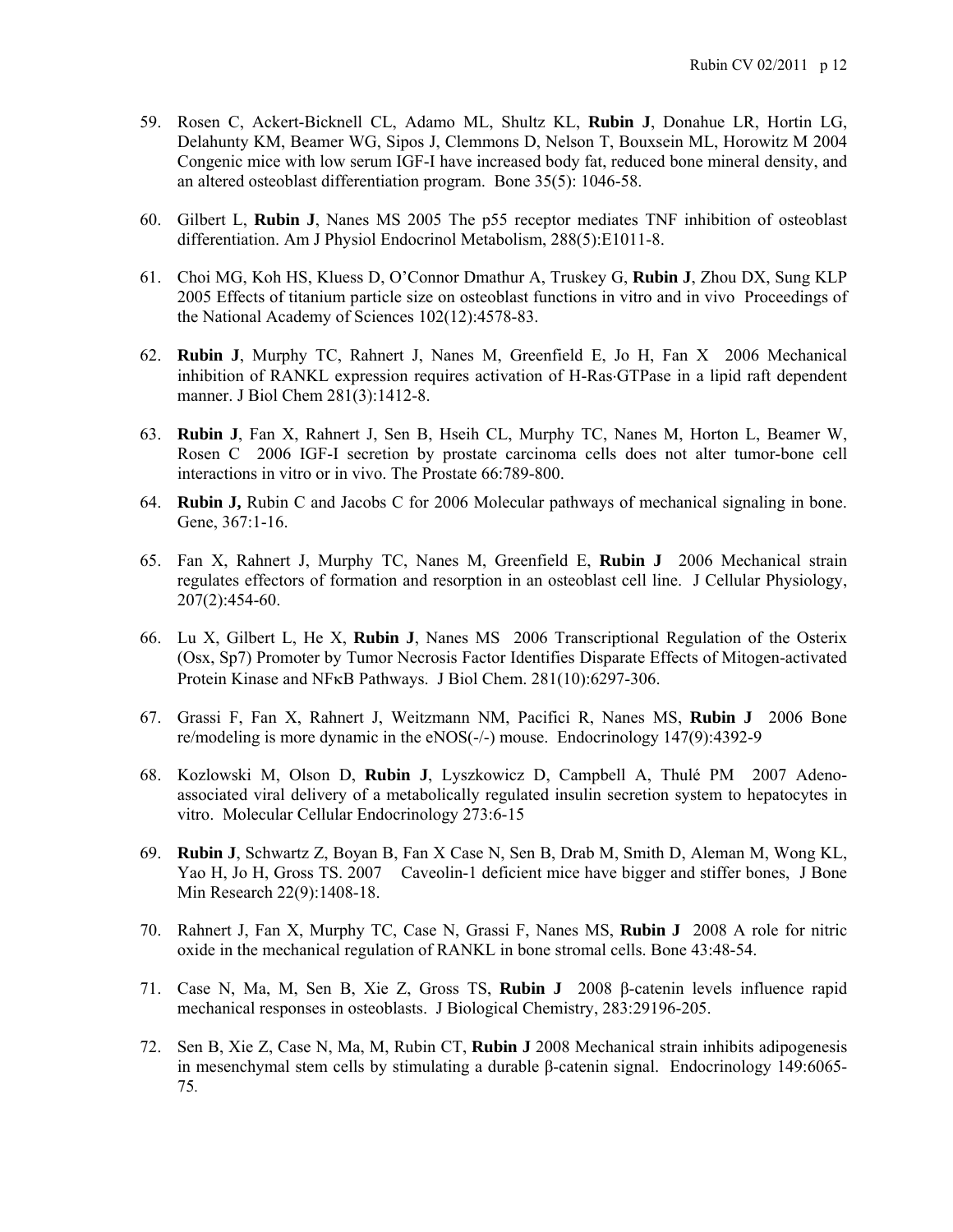59. Rosen C, Ackert-Bicknell CL, Adamo ML, Shultz KL, **Rubin J**, Donahue LR, Hortin LG, Delahunty KM, Beamer WG, Sipos J, Clemmons D, Nelson T, Bouxsein ML, Horowitz M 2004 Congenic mice with low serum IGF-I have increased body fat, reduced bone mineral density, and an altered osteoblast differentiation program. Bone 35(5): 1046-58.

60. Gilbert L, **Rubin J**, Nanes MS 2005 The p55 receptor mediates TNF inhibition of osteoblast differentiation. Am J Physiol Endocrinol Metabolism, 288(5):E1011-8.

61. Choi MG, Koh HS, Kluess D, O'Connor Dmathur A, Truskey G, **Rubin J**, Zhou DX, Sung KLP 2005 Effects of titanium particle size on osteoblast functions in vitro and in vivo Proceedings of the National Academy of Sciences 102(12):4578-83.

62. **Rubin J**, Murphy TC, Rahnert J, Nanes M, Greenfield E, Jo H, Fan X 2006 Mechanical inhibition of RANKL expression requires activation of H-Ras·GTPase in a lipid raft dependent manner. J Biol Chem 281(3):1412-8.

63. **Rubin J**, Fan X, Rahnert J, Sen B, Hseih CL, Murphy TC, Nanes M, Horton L, Beamer W, Rosen C 2006 IGF-I secretion by prostate carcinoma cells does not alter tumor-bone cell interactions in vitro or in vivo. The Prostate 66:789-800.

64. **Rubin J,** Rubin C and Jacobs C for 2006 Molecular pathways of mechanical signaling in bone. Gene, 367:1-16.

65. Fan X, Rahnert J, Murphy TC, Nanes M, Greenfield E, **Rubin J** 2006 Mechanical strain regulates effectors of formation and resorption in an osteoblast cell line. J Cellular Physiology, 207(2):454-60.

66. Lu X, Gilbert L, He X, **Rubin J**, Nanes MS 2006 Transcriptional Regulation of the Osterix (Osx, Sp7) Promoter by Tumor Necrosis Factor Identifies Disparate Effects of Mitogen-activated Protein Kinase and NFκB Pathways. J Biol Chem. 281(10):6297-306.

67. Grassi F, Fan X, Rahnert J, Weitzmann NM, Pacifici R, Nanes MS, **Rubin J** 2006 Bone re/modeling is more dynamic in the eNOS(-/-) mouse. Endocrinology 147(9):4392-9

68. Kozlowski M, Olson D, **Rubin J**, Lyszkowicz D, Campbell A, Thulé PM 2007 Adeno-associated viral delivery of a metabolically regulated insulin secretion system to hepatocytes in vitro. Molecular Cellular Endocrinology 273:6-15

69. **Rubin J**, Schwartz Z, Boyan B, Fan X Case N, Sen B, Drab M, Smith D, Aleman M, Wong KL, Yao H, Jo H, Gross TS. 2007 Caveolin-1 deficient mice have bigger and stiffer bones, J Bone Min Research 22(9):1408-18.

70. Rahnert J, Fan X, Murphy TC, Case N, Grassi F, Nanes MS, **Rubin J** 2008 A role for nitric oxide in the mechanical regulation of RANKL in bone stromal cells. Bone 43:48-54.

71. Case N, Ma, M, Sen B, Xie Z, Gross TS, **Rubin J** 2008 β-catenin levels influence rapid mechanical responses in osteoblasts. J Biological Chemistry, 283:29196-205.

72. Sen B, Xie Z, Case N, Ma, M, Rubin CT, **Rubin J** 2008 Mechanical strain inhibits adipogenesis in mesenchymal stem cells by stimulating a durable β-catenin signal. Endocrinology 149:6065-75.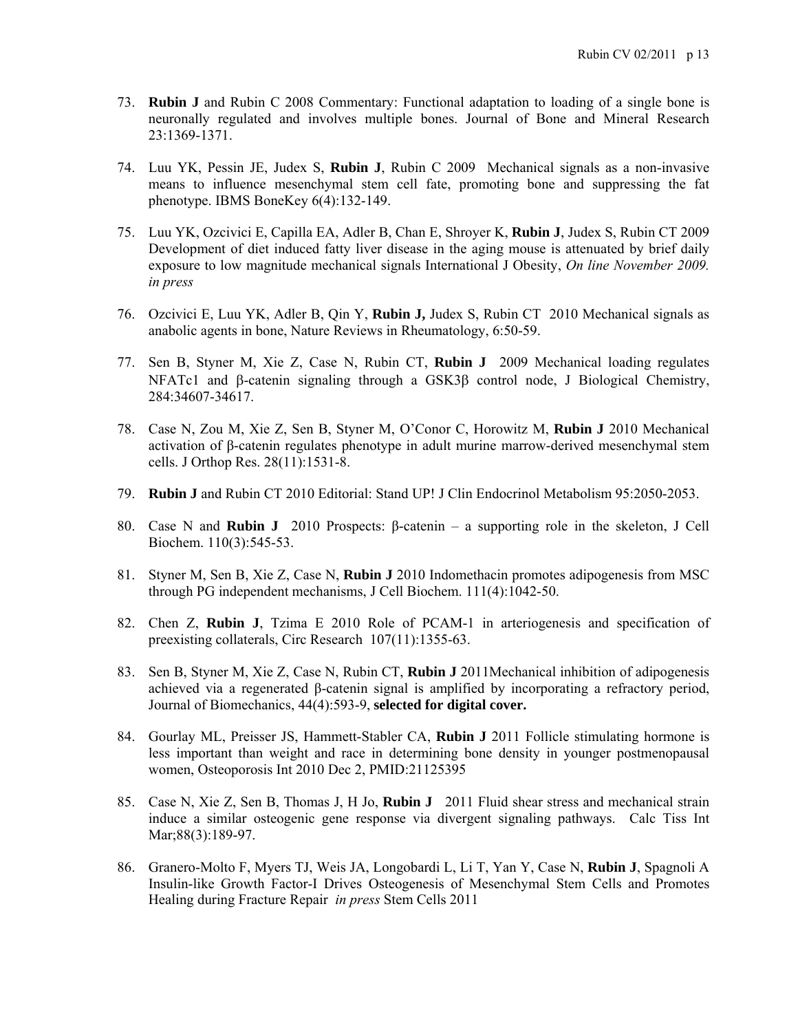73. **Rubin J** and Rubin C 2008 Commentary: Functional adaptation to loading of a single bone is neuronally regulated and involves multiple bones. Journal of Bone and Mineral Research 23:1369-1371.

74. Luu YK, Pessin JE, Judex S, **Rubin J**, Rubin C 2009 Mechanical signals as a non-invasive means to influence mesenchymal stem cell fate, promoting bone and suppressing the fat phenotype. IBMS BoneKey 6(4):132-149.

75. Luu YK, Ozcivici E, Capilla EA, Adler B, Chan E, Shroyer K, **Rubin J**, Judex S, Rubin CT 2009 Development of diet induced fatty liver disease in the aging mouse is attenuated by brief daily exposure to low magnitude mechanical signals International J Obesity, *On line November 2009. in press*

76. Ozcivici E, Luu YK, Adler B, Qin Y, **Rubin J,** Judex S, Rubin CT 2010 Mechanical signals as anabolic agents in bone, Nature Reviews in Rheumatology, 6:50-59.

77. Sen B, Styner M, Xie Z, Case N, Rubin CT, **Rubin J** 2009 Mechanical loading regulates NFATc1 and β-catenin signaling through a GSK3β control node, J Biological Chemistry, 284:34607-34617.

78. Case N, Zou M, Xie Z, Sen B, Styner M, O'Conor C, Horowitz M, **Rubin J** 2010 Mechanical activation of β-catenin regulates phenotype in adult murine marrow-derived mesenchymal stem cells. J Orthop Res. 28(11):1531-8.

79. **Rubin J** and Rubin CT 2010 Editorial: Stand UP! J Clin Endocrinol Metabolism 95:2050-2053.

80. Case N and **Rubin J** 2010 Prospects: β-catenin – a supporting role in the skeleton, J Cell Biochem. 110(3):545-53.

81. Styner M, Sen B, Xie Z, Case N, **Rubin J** 2010 Indomethacin promotes adipogenesis from MSC through PG independent mechanisms, J Cell Biochem. 111(4):1042-50.

82. Chen Z, **Rubin J**, Tzima E 2010 Role of PCAM-1 in arteriogenesis and specification of preexisting collaterals, Circ Research 107(11):1355-63.

83. Sen B, Styner M, Xie Z, Case N, Rubin CT, **Rubin J** 2011Mechanical inhibition of adipogenesis achieved via a regenerated β-catenin signal is amplified by incorporating a refractory period, Journal of Biomechanics, 44(4):593-9, **selected for digital cover.**

84. Gourlay ML, Preisser JS, Hammett-Stabler CA, **Rubin J** 2011 Follicle stimulating hormone is less important than weight and race in determining bone density in younger postmenopausal women, Osteoporosis Int 2010 Dec 2, PMID:21125395

85. Case N, Xie Z, Sen B, Thomas J, H Jo, **Rubin J** 2011 Fluid shear stress and mechanical strain induce a similar osteogenic gene response via divergent signaling pathways. Calc Tiss Int Mar;88(3):189-97.

86. Granero-Molto F, Myers TJ, Weis JA, Longobardi L, Li T, Yan Y, Case N, **Rubin J**, Spagnoli A Insulin-like Growth Factor-I Drives Osteogenesis of Mesenchymal Stem Cells and Promotes Healing during Fracture Repair *in press* Stem Cells 2011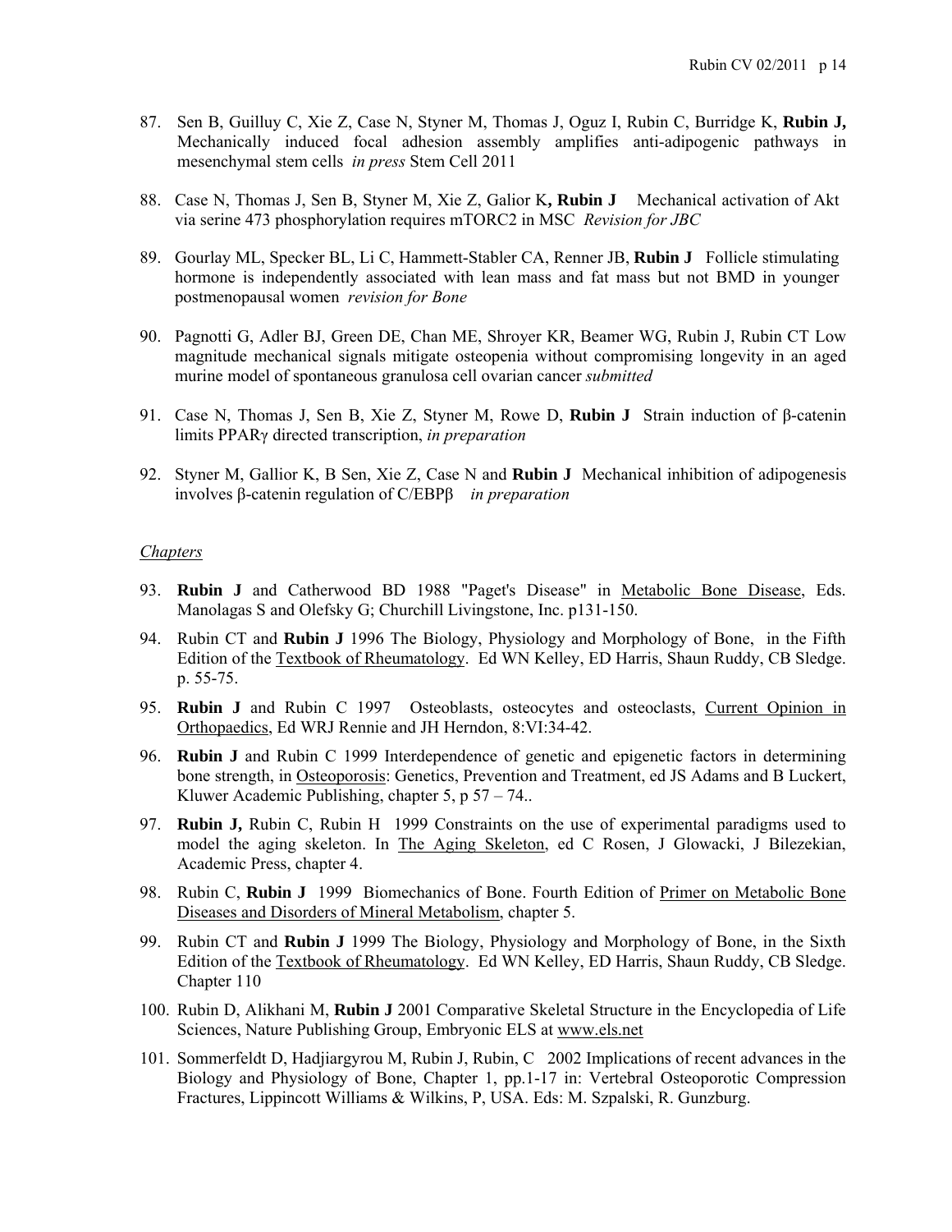87. Sen B, Guilluy C, Xie Z, Case N, Styner M, Thomas J, Oguz I, Rubin C, Burridge K, **Rubin J,** Mechanically induced focal adhesion assembly amplifies anti-adipogenic pathways in mesenchymal stem cells *in press* Stem Cell 2011

88. Case N, Thomas J, Sen B, Styner M, Xie Z, Galior K**, Rubin J** Mechanical activation of Akt via serine 473 phosphorylation requires mTORC2 in MSC *Revision for JBC*

89. Gourlay ML, Specker BL, Li C, Hammett-Stabler CA, Renner JB, **Rubin J** Follicle stimulating hormone is independently associated with lean mass and fat mass but not BMD in younger postmenopausal women *revision for Bone*

90. Pagnotti G, Adler BJ, Green DE, Chan ME, Shroyer KR, Beamer WG, Rubin J, Rubin CT Low magnitude mechanical signals mitigate osteopenia without compromising longevity in an aged murine model of spontaneous granulosa cell ovarian cancer *submitted*

91. Case N, Thomas J, Sen B, Xie Z, Styner M, Rowe D, **Rubin J** Strain induction of β-catenin limits PPARγ directed transcription, *in preparation*

92. Styner M, Gallior K, B Sen, Xie Z, Case N and **Rubin J** Mechanical inhibition of adipogenesis involves β-catenin regulation of C/EBPβ *in preparation*

*Chapters*

93. **Rubin J** and Catherwood BD 1988 "Paget's Disease" in Metabolic Bone Disease, Eds. Manolagas S and Olefsky G; Churchill Livingstone, Inc. p131-150.

94. Rubin CT and **Rubin J** 1996 The Biology, Physiology and Morphology of Bone, in the Fifth Edition of the Textbook of Rheumatology. Ed WN Kelley, ED Harris, Shaun Ruddy, CB Sledge. p. 55-75.

95. **Rubin J** and Rubin C 1997 Osteoblasts, osteocytes and osteoclasts, Current Opinion in Orthopaedics, Ed WRJ Rennie and JH Herndon, 8:VI:34-42.

96. **Rubin J** and Rubin C 1999 Interdependence of genetic and epigenetic factors in determining bone strength, in Osteoporosis: Genetics, Prevention and Treatment, ed JS Adams and B Luckert, Kluwer Academic Publishing, chapter 5, p 57 – 74..

97. **Rubin J,** Rubin C, Rubin H 1999 Constraints on the use of experimental paradigms used to model the aging skeleton. In The Aging Skeleton, ed C Rosen, J Glowacki, J Bilezekian, Academic Press, chapter 4.

98. Rubin C, **Rubin J** 1999 Biomechanics of Bone. Fourth Edition of Primer on Metabolic Bone Diseases and Disorders of Mineral Metabolism, chapter 5.

99. Rubin CT and **Rubin J** 1999 The Biology, Physiology and Morphology of Bone, in the Sixth Edition of the Textbook of Rheumatology. Ed WN Kelley, ED Harris, Shaun Ruddy, CB Sledge. Chapter 110

100. Rubin D, Alikhani M, **Rubin J** 2001 Comparative Skeletal Structure in the Encyclopedia of Life Sciences, Nature Publishing Group, Embryonic ELS at www.els.net

101. Sommerfeldt D, Hadjiargyrou M, Rubin J, Rubin, C 2002 Implications of recent advances in the Biology and Physiology of Bone, Chapter 1, pp.1-17 in: Vertebral Osteoporotic Compression Fractures, Lippincott Williams & Wilkins, P, USA. Eds: M. Szpalski, R. Gunzburg.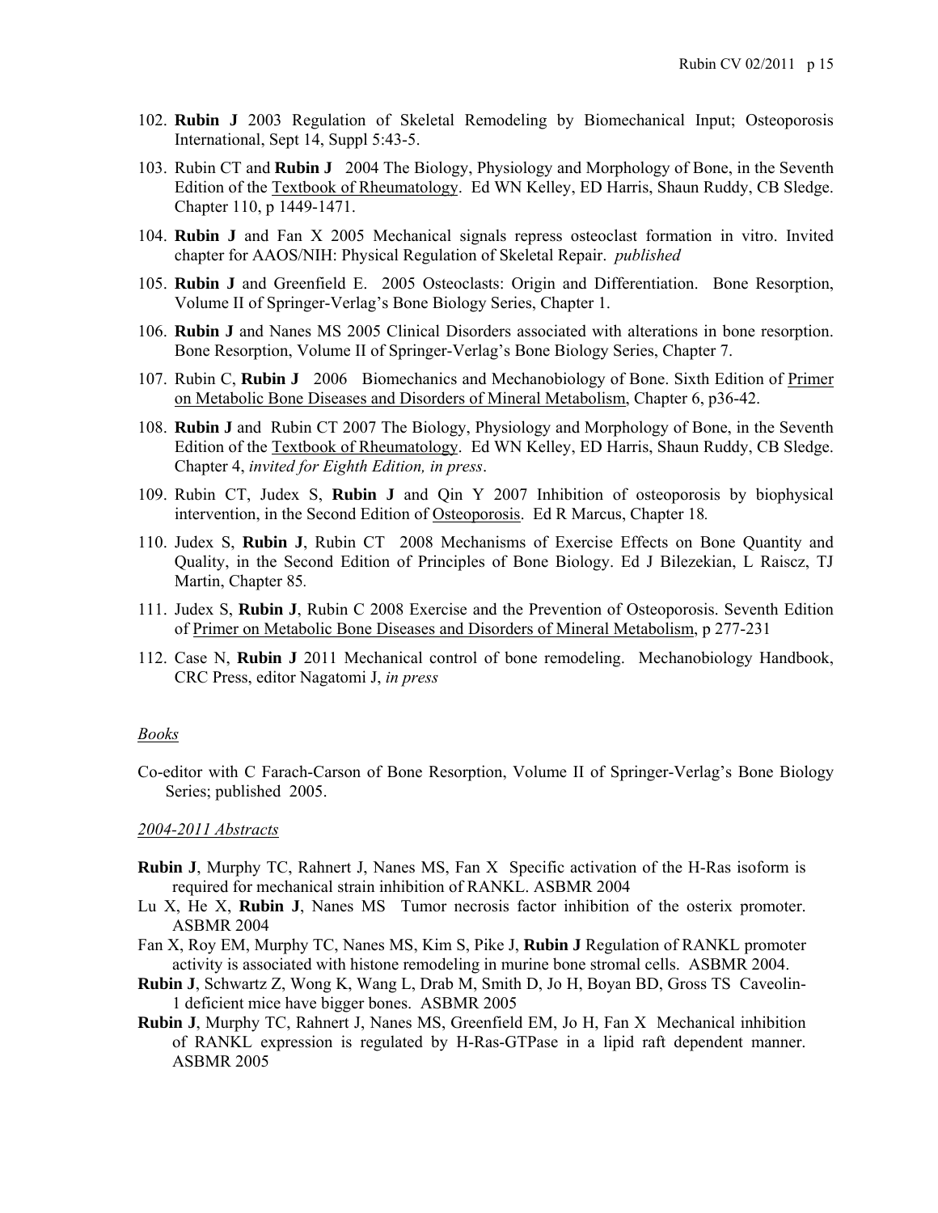102. **Rubin J** 2003 Regulation of Skeletal Remodeling by Biomechanical Input; Osteoporosis International, Sept 14, Suppl 5:43-5.

103. Rubin CT and **Rubin J** 2004 The Biology, Physiology and Morphology of Bone, in the Seventh Edition of the Textbook of Rheumatology. Ed WN Kelley, ED Harris, Shaun Ruddy, CB Sledge. Chapter 110, p 1449-1471.

104. **Rubin J** and Fan X 2005 Mechanical signals repress osteoclast formation in vitro. Invited chapter for AAOS/NIH: Physical Regulation of Skeletal Repair. *published*

105. **Rubin J** and Greenfield E. 2005 Osteoclasts: Origin and Differentiation. Bone Resorption, Volume II of Springer-Verlag's Bone Biology Series, Chapter 1.

106. **Rubin J** and Nanes MS 2005 Clinical Disorders associated with alterations in bone resorption. Bone Resorption, Volume II of Springer-Verlag's Bone Biology Series, Chapter 7.

107. Rubin C, **Rubin J** 2006 Biomechanics and Mechanobiology of Bone. Sixth Edition of Primer on Metabolic Bone Diseases and Disorders of Mineral Metabolism, Chapter 6, p36-42.

108. **Rubin J** and Rubin CT 2007 The Biology, Physiology and Morphology of Bone, in the Seventh Edition of the Textbook of Rheumatology. Ed WN Kelley, ED Harris, Shaun Ruddy, CB Sledge. Chapter 4, *invited for Eighth Edition, in press*.

109. Rubin CT, Judex S, **Rubin J** and Qin Y 2007 Inhibition of osteoporosis by biophysical intervention, in the Second Edition of Osteoporosis. Ed R Marcus, Chapter 18.

110. Judex S, **Rubin J**, Rubin CT 2008 Mechanisms of Exercise Effects on Bone Quantity and Quality, in the Second Edition of Principles of Bone Biology. Ed J Bilezekian, L Raiscz, TJ Martin, Chapter 85.

111. Judex S, **Rubin J**, Rubin C 2008 Exercise and the Prevention of Osteoporosis. Seventh Edition of Primer on Metabolic Bone Diseases and Disorders of Mineral Metabolism, p 277-231

112. Case N, **Rubin J** 2011 Mechanical control of bone remodeling. Mechanobiology Handbook, CRC Press, editor Nagatomi J, *in press*

*Books*

Co-editor with C Farach-Carson of Bone Resorption, Volume II of Springer-Verlag's Bone Biology Series; published 2005.

*2004-2011 Abstracts*

**Rubin J**, Murphy TC, Rahnert J, Nanes MS, Fan X Specific activation of the H-Ras isoform is required for mechanical strain inhibition of RANKL. ASBMR 2004

Lu X, He X, **Rubin J**, Nanes MS Tumor necrosis factor inhibition of the osterix promoter. ASBMR 2004

Fan X, Roy EM, Murphy TC, Nanes MS, Kim S, Pike J, **Rubin J** Regulation of RANKL promoter activity is associated with histone remodeling in murine bone stromal cells. ASBMR 2004.

**Rubin J**, Schwartz Z, Wong K, Wang L, Drab M, Smith D, Jo H, Boyan BD, Gross TS Caveolin-1 deficient mice have bigger bones. ASBMR 2005

**Rubin J**, Murphy TC, Rahnert J, Nanes MS, Greenfield EM, Jo H, Fan X Mechanical inhibition of RANKL expression is regulated by H-Ras-GTPase in a lipid raft dependent manner. ASBMR 2005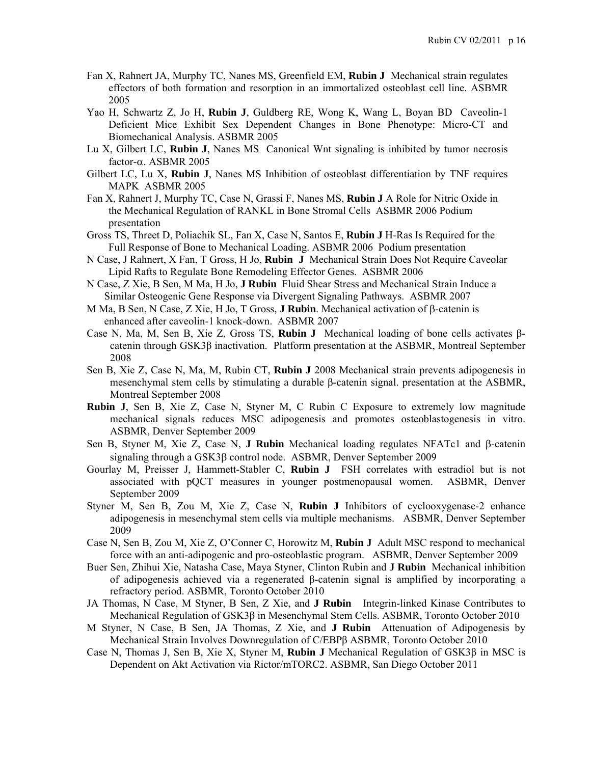Fan X, Rahnert JA, Murphy TC, Nanes MS, Greenfield EM, **Rubin J** Mechanical strain regulates effectors of both formation and resorption in an immortalized osteoblast cell line. ASBMR 2005

Yao H, Schwartz Z, Jo H, **Rubin J**, Guldberg RE, Wong K, Wang L, Boyan BD Caveolin-1 Deficient Mice Exhibit Sex Dependent Changes in Bone Phenotype: Micro-CT and Biomechanical Analysis. ASBMR 2005

Lu X, Gilbert LC, **Rubin J**, Nanes MS Canonical Wnt signaling is inhibited by tumor necrosis factor-$\alpha$. ASBMR 2005

Gilbert LC, Lu X, **Rubin J**, Nanes MS Inhibition of osteoblast differentiation by TNF requires MAPK ASBMR 2005

Fan X, Rahnert J, Murphy TC, Case N, Grassi F, Nanes MS, **Rubin J** A Role for Nitric Oxide in the Mechanical Regulation of RANKL in Bone Stromal Cells ASBMR 2006 Podium presentation

Gross TS, Threet D, Poliachik SL, Fan X, Case N, Santos E, **Rubin J** H-Ras Is Required for the Full Response of Bone to Mechanical Loading. ASBMR 2006 Podium presentation

N Case, J Rahnert, X Fan, T Gross, H Jo, **Rubin J** Mechanical Strain Does Not Require Caveolar Lipid Rafts to Regulate Bone Remodeling Effector Genes. ASBMR 2006

N Case, Z Xie, B Sen, M Ma, H Jo, **J Rubin** Fluid Shear Stress and Mechanical Strain Induce a Similar Osteogenic Gene Response via Divergent Signaling Pathways. ASBMR 2007

M Ma, B Sen, N Case, Z Xie, H Jo, T Gross, **J Rubin**. Mechanical activation of β-catenin is enhanced after caveolin-1 knock-down. ASBMR 2007

Case N, Ma, M, Sen B, Xie Z, Gross TS, **Rubin J** Mechanical loading of bone cells activates β-catenin through GSK3β inactivation. Platform presentation at the ASBMR, Montreal September 2008

Sen B, Xie Z, Case N, Ma, M, Rubin CT, **Rubin J** 2008 Mechanical strain prevents adipogenesis in mesenchymal stem cells by stimulating a durable β-catenin signal. presentation at the ASBMR, Montreal September 2008

**Rubin J**, Sen B, Xie Z, Case N, Styner M, C Rubin C Exposure to extremely low magnitude mechanical signals reduces MSC adipogenesis and promotes osteoblastogenesis in vitro. ASBMR, Denver September 2009

Sen B, Styner M, Xie Z, Case N, **J Rubin** Mechanical loading regulates NFATc1 and β-catenin signaling through a GSK3β control node. ASBMR, Denver September 2009

Gourlay M, Preisser J, Hammett-Stabler C, **Rubin J** FSH correlates with estradiol but is not associated with pQCT measures in younger postmenopausal women. ASBMR, Denver September 2009

Styner M, Sen B, Zou M, Xie Z, Case N, **Rubin J** Inhibitors of cyclooxygenase-2 enhance adipogenesis in mesenchymal stem cells via multiple mechanisms. ASBMR, Denver September 2009

Case N, Sen B, Zou M, Xie Z, O'Conner C, Horowitz M, **Rubin J** Adult MSC respond to mechanical force with an anti-adipogenic and pro-osteoblastic program. ASBMR, Denver September 2009

Buer Sen, Zhihui Xie, Natasha Case, Maya Styner, Clinton Rubin and **J Rubin** Mechanical inhibition of adipogenesis achieved via a regenerated β-catenin signal is amplified by incorporating a refractory period. ASBMR, Toronto October 2010

JA Thomas, N Case, M Styner, B Sen, Z Xie, and **J Rubin** Integrin-linked Kinase Contributes to Mechanical Regulation of GSK3β in Mesenchymal Stem Cells. ASBMR, Toronto October 2010

M Styner, N Case, B Sen, JA Thomas, Z Xie, and **J Rubin** Attenuation of Adipogenesis by Mechanical Strain Involves Downregulation of C/EBPβ ASBMR, Toronto October 2010

Case N, Thomas J, Sen B, Xie X, Styner M, **Rubin J** Mechanical Regulation of GSK3β in MSC is Dependent on Akt Activation via Rictor/mTORC2. ASBMR, San Diego October 2011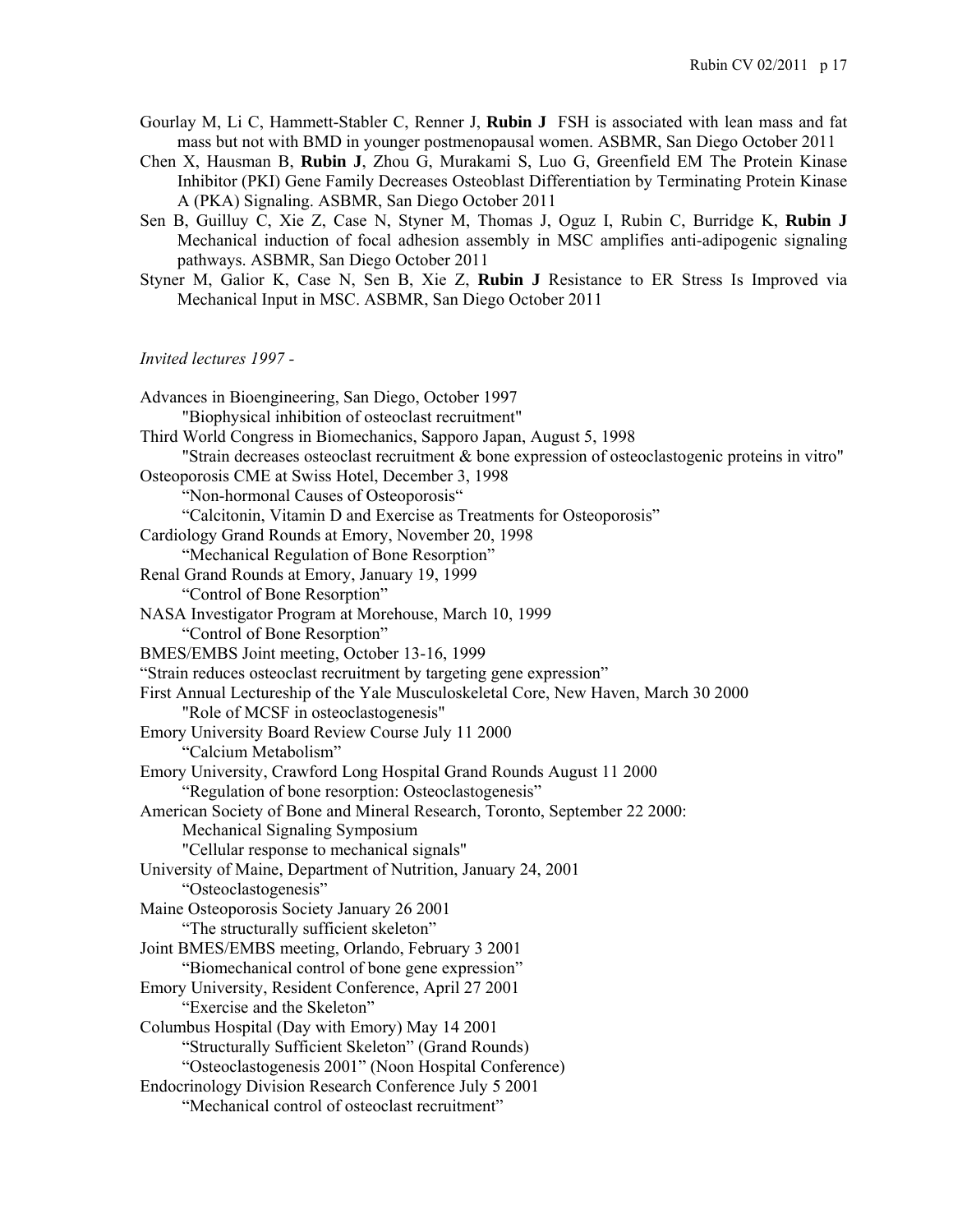Gourlay M, Li C, Hammett-Stabler C, Renner J, **Rubin J** FSH is associated with lean mass and fat mass but not with BMD in younger postmenopausal women. ASBMR, San Diego October 2011

Chen X, Hausman B, **Rubin J**, Zhou G, Murakami S, Luo G, Greenfield EM The Protein Kinase Inhibitor (PKI) Gene Family Decreases Osteoblast Differentiation by Terminating Protein Kinase A (PKA) Signaling. ASBMR, San Diego October 2011

Sen B, Guilluy C, Xie Z, Case N, Styner M, Thomas J, Oguz I, Rubin C, Burridge K, **Rubin J** Mechanical induction of focal adhesion assembly in MSC amplifies anti-adipogenic signaling pathways. ASBMR, San Diego October 2011

Styner M, Galior K, Case N, Sen B, Xie Z, **Rubin J** Resistance to ER Stress Is Improved via Mechanical Input in MSC. ASBMR, San Diego October 2011

*Invited lectures 1997 -*

Advances in Bioengineering, San Diego, October 1997
"Biophysical inhibition of osteoclast recruitment"

Third World Congress in Biomechanics, Sapporo Japan, August 5, 1998
"Strain decreases osteoclast recruitment & bone expression of osteoclastogenic proteins in vitro"

Osteoporosis CME at Swiss Hotel, December 3, 1998
"Non-hormonal Causes of Osteoporosis"
"Calcitonin, Vitamin D and Exercise as Treatments for Osteoporosis"

Cardiology Grand Rounds at Emory, November 20, 1998
"Mechanical Regulation of Bone Resorption"

Renal Grand Rounds at Emory, January 19, 1999
"Control of Bone Resorption"

NASA Investigator Program at Morehouse, March 10, 1999
"Control of Bone Resorption"

BMES/EMBS Joint meeting, October 13-16, 1999
"Strain reduces osteoclast recruitment by targeting gene expression"

First Annual Lectureship of the Yale Musculoskeletal Core, New Haven, March 30 2000
"Role of MCSF in osteoclastogenesis"

Emory University Board Review Course July 11 2000
"Calcium Metabolism"

Emory University, Crawford Long Hospital Grand Rounds August 11 2000
"Regulation of bone resorption: Osteoclastogenesis"

American Society of Bone and Mineral Research, Toronto, September 22 2000:
Mechanical Signaling Symposium
"Cellular response to mechanical signals"

University of Maine, Department of Nutrition, January 24, 2001
"Osteoclastogenesis"

Maine Osteoporosis Society January 26 2001
"The structurally sufficient skeleton"

Joint BMES/EMBS meeting, Orlando, February 3 2001
"Biomechanical control of bone gene expression"

Emory University, Resident Conference, April 27 2001
"Exercise and the Skeleton"

Columbus Hospital (Day with Emory) May 14 2001
"Structurally Sufficient Skeleton" (Grand Rounds)
"Osteoclastogenesis 2001" (Noon Hospital Conference)

Endocrinology Division Research Conference July 5 2001
"Mechanical control of osteoclast recruitment"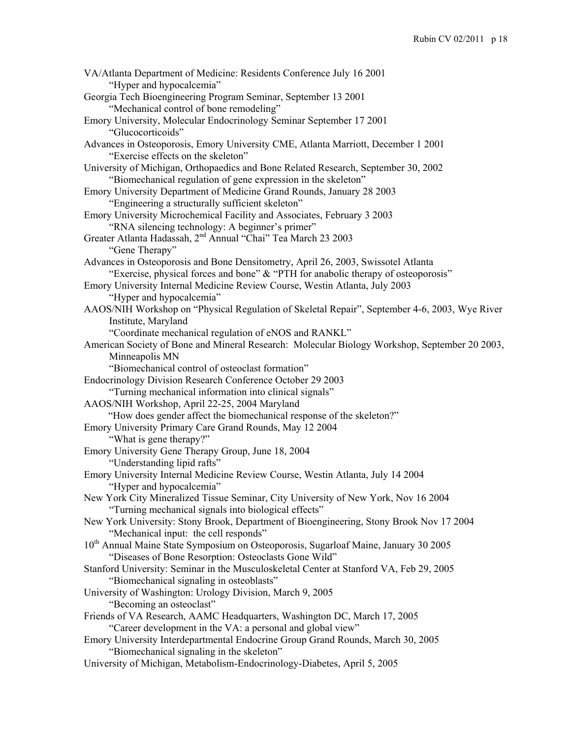VA/Atlanta Department of Medicine: Residents Conference July 16 2001
"Hyper and hypocalcemia"

Georgia Tech Bioengineering Program Seminar, September 13 2001
"Mechanical control of bone remodeling"

Emory University, Molecular Endocrinology Seminar September 17 2001
"Glucocorticoids"

Advances in Osteoporosis, Emory University CME, Atlanta Marriott, December 1 2001
"Exercise effects on the skeleton"

University of Michigan, Orthopaedics and Bone Related Research, September 30, 2002
"Biomechanical regulation of gene expression in the skeleton"

Emory University Department of Medicine Grand Rounds, January 28 2003
"Engineering a structurally sufficient skeleton"

Emory University Microchemical Facility and Associates, February 3 2003
"RNA silencing technology: A beginner's primer"

Greater Atlanta Hadassah, 2nd Annual "Chai" Tea March 23 2003
"Gene Therapy"

Advances in Osteoporosis and Bone Densitometry, April 26, 2003, Swissotel Atlanta
"Exercise, physical forces and bone" & "PTH for anabolic therapy of osteoporosis"

Emory University Internal Medicine Review Course, Westin Atlanta, July 2003
"Hyper and hypocalcemia"

AAOS/NIH Workshop on "Physical Regulation of Skeletal Repair", September 4-6, 2003, Wye River Institute, Maryland
"Coordinate mechanical regulation of eNOS and RANKL"

American Society of Bone and Mineral Research: Molecular Biology Workshop, September 20 2003, Minneapolis MN
"Biomechanical control of osteoclast formation"

Endocrinology Division Research Conference October 29 2003
"Turning mechanical information into clinical signals"

AAOS/NIH Workshop, April 22-25, 2004 Maryland
"How does gender affect the biomechanical response of the skeleton?"

Emory University Primary Care Grand Rounds, May 12 2004
"What is gene therapy?"

Emory University Gene Therapy Group, June 18, 2004
"Understanding lipid rafts"

Emory University Internal Medicine Review Course, Westin Atlanta, July 14 2004
"Hyper and hypocalcemia"

New York City Mineralized Tissue Seminar, City University of New York, Nov 16 2004
"Turning mechanical signals into biological effects"

New York University: Stony Brook, Department of Bioengineering, Stony Brook Nov 17 2004
"Mechanical input: the cell responds"

10th Annual Maine State Symposium on Osteoporosis, Sugarloaf Maine, January 30 2005
"Diseases of Bone Resorption: Osteoclasts Gone Wild"

Stanford University: Seminar in the Musculoskeletal Center at Stanford VA, Feb 29, 2005
"Biomechanical signaling in osteoblasts"

University of Washington: Urology Division, March 9, 2005
"Becoming an osteoclast"

Friends of VA Research, AAMC Headquarters, Washington DC, March 17, 2005
"Career development in the VA: a personal and global view"

Emory University Interdepartmental Endocrine Group Grand Rounds, March 30, 2005
"Biomechanical signaling in the skeleton"

University of Michigan, Metabolism-Endocrinology-Diabetes, April 5, 2005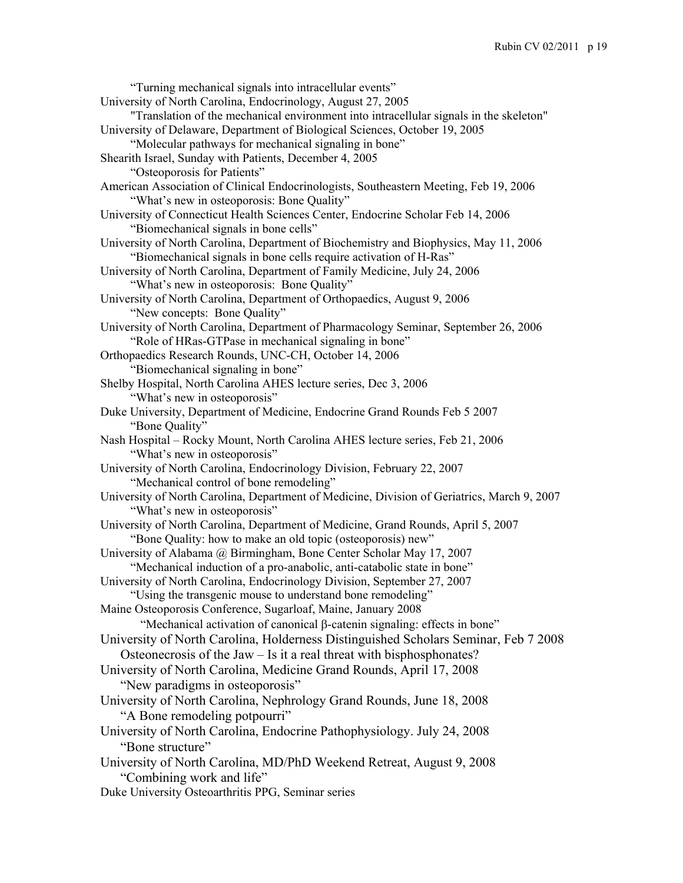"Turning mechanical signals into intracellular events"

University of North Carolina, Endocrinology, August 27, 2005
"Translation of the mechanical environment into intracellular signals in the skeleton"

University of Delaware, Department of Biological Sciences, October 19, 2005
"Molecular pathways for mechanical signaling in bone"

Shearith Israel, Sunday with Patients, December 4, 2005
"Osteoporosis for Patients"

American Association of Clinical Endocrinologists, Southeastern Meeting, Feb 19, 2006
"What's new in osteoporosis: Bone Quality"

University of Connecticut Health Sciences Center, Endocrine Scholar Feb 14, 2006
"Biomechanical signals in bone cells"

University of North Carolina, Department of Biochemistry and Biophysics, May 11, 2006
"Biomechanical signals in bone cells require activation of H-Ras"

University of North Carolina, Department of Family Medicine, July 24, 2006
"What's new in osteoporosis: Bone Quality"

University of North Carolina, Department of Orthopaedics, August 9, 2006
"New concepts: Bone Quality"

University of North Carolina, Department of Pharmacology Seminar, September 26, 2006
"Role of HRas-GTPase in mechanical signaling in bone"

Orthopaedics Research Rounds, UNC-CH, October 14, 2006
"Biomechanical signaling in bone"

Shelby Hospital, North Carolina AHES lecture series, Dec 3, 2006
"What's new in osteoporosis"

Duke University, Department of Medicine, Endocrine Grand Rounds Feb 5 2007
"Bone Quality"

Nash Hospital – Rocky Mount, North Carolina AHES lecture series, Feb 21, 2006
"What's new in osteoporosis"

University of North Carolina, Endocrinology Division, February 22, 2007
"Mechanical control of bone remodeling"

University of North Carolina, Department of Medicine, Division of Geriatrics, March 9, 2007
"What's new in osteoporosis"

University of North Carolina, Department of Medicine, Grand Rounds, April 5, 2007
"Bone Quality: how to make an old topic (osteoporosis) new"

University of Alabama @ Birmingham, Bone Center Scholar May 17, 2007
"Mechanical induction of a pro-anabolic, anti-catabolic state in bone"

University of North Carolina, Endocrinology Division, September 27, 2007
"Using the transgenic mouse to understand bone remodeling"

Maine Osteoporosis Conference, Sugarloaf, Maine, January 2008
"Mechanical activation of canonical β-catenin signaling: effects in bone"

University of North Carolina, Holderness Distinguished Scholars Seminar, Feb 7 2008
Osteonecrosis of the Jaw – Is it a real threat with bisphosphonates?

University of North Carolina, Medicine Grand Rounds, April 17, 2008
"New paradigms in osteoporosis"

University of North Carolina, Nephrology Grand Rounds, June 18, 2008
"A Bone remodeling potpourri"

University of North Carolina, Endocrine Pathophysiology. July 24, 2008
"Bone structure"

University of North Carolina, MD/PhD Weekend Retreat, August 9, 2008
"Combining work and life"

Duke University Osteoarthritis PPG, Seminar series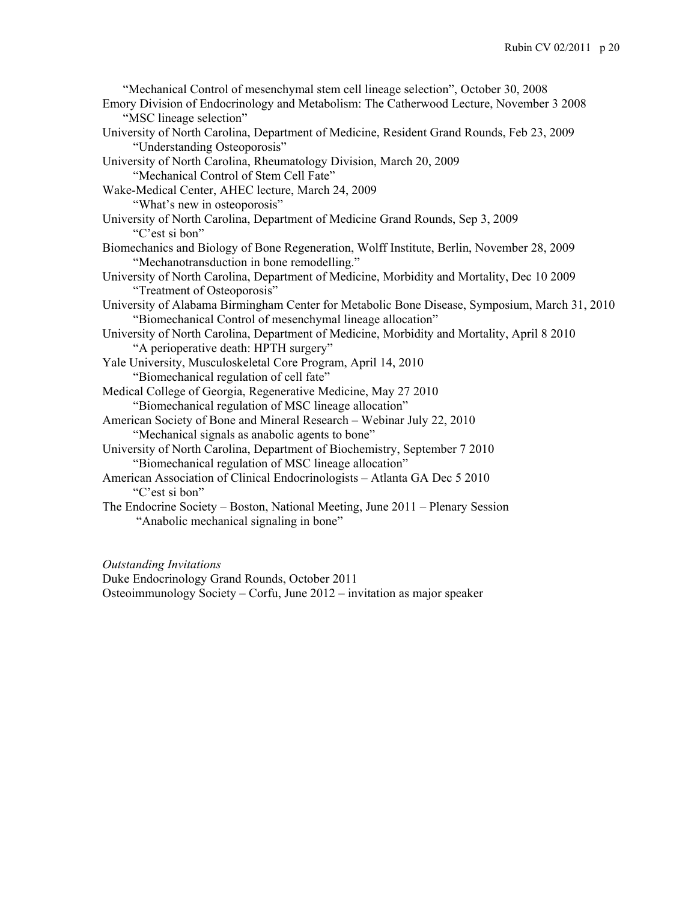"Mechanical Control of mesenchymal stem cell lineage selection", October 30, 2008

Emory Division of Endocrinology and Metabolism: The Catherwood Lecture, November 3 2008
"MSC lineage selection"

University of North Carolina, Department of Medicine, Resident Grand Rounds, Feb 23, 2009
"Understanding Osteoporosis"

University of North Carolina, Rheumatology Division, March 20, 2009
"Mechanical Control of Stem Cell Fate"

Wake-Medical Center, AHEC lecture, March 24, 2009
"What's new in osteoporosis"

University of North Carolina, Department of Medicine Grand Rounds, Sep 3, 2009
"C'est si bon"

Biomechanics and Biology of Bone Regeneration, Wolff Institute, Berlin, November 28, 2009
"Mechanotransduction in bone remodelling."

University of North Carolina, Department of Medicine, Morbidity and Mortality, Dec 10 2009
"Treatment of Osteoporosis"

University of Alabama Birmingham Center for Metabolic Bone Disease, Symposium, March 31, 2010
"Biomechanical Control of mesenchymal lineage allocation"

University of North Carolina, Department of Medicine, Morbidity and Mortality, April 8 2010
"A perioperative death: HPTH surgery"

Yale University, Musculoskeletal Core Program, April 14, 2010
"Biomechanical regulation of cell fate"

Medical College of Georgia, Regenerative Medicine, May 27 2010
"Biomechanical regulation of MSC lineage allocation"

American Society of Bone and Mineral Research – Webinar July 22, 2010
"Mechanical signals as anabolic agents to bone"

University of North Carolina, Department of Biochemistry, September 7 2010
"Biomechanical regulation of MSC lineage allocation"

American Association of Clinical Endocrinologists – Atlanta GA Dec 5 2010
"C'est si bon"

The Endocrine Society – Boston, National Meeting, June 2011 – Plenary Session
"Anabolic mechanical signaling in bone"

*Outstanding Invitations*

Duke Endocrinology Grand Rounds, October 2011

Osteoimmunology Society – Corfu, June 2012 – invitation as major speaker